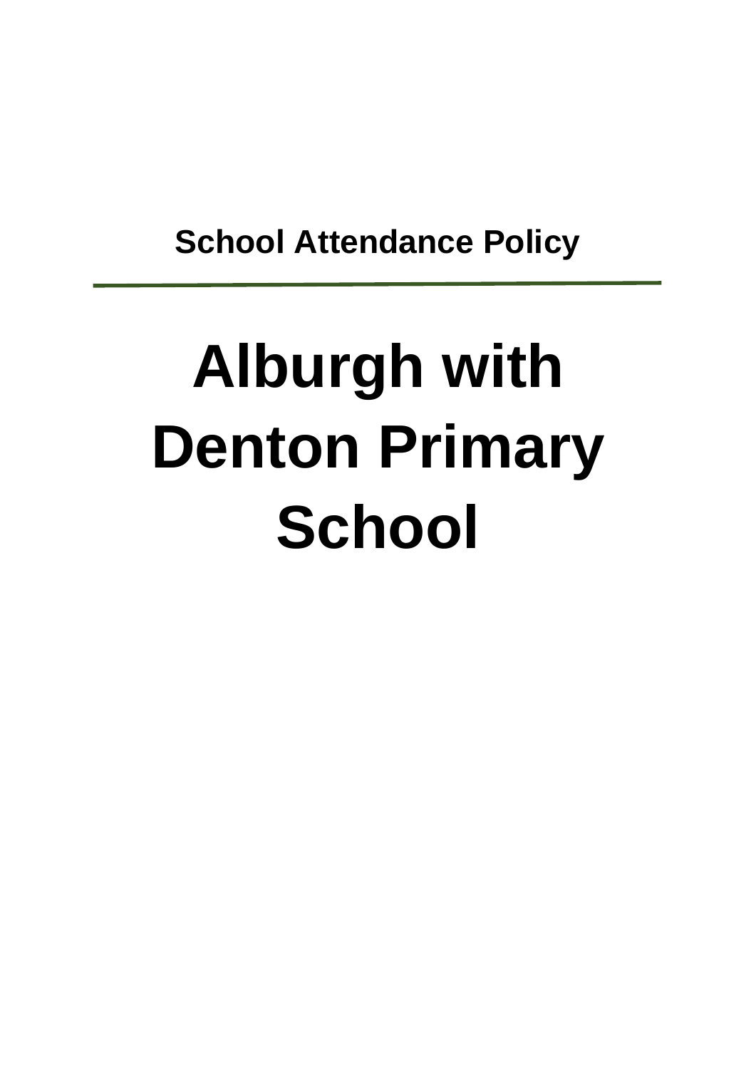**School Attendance Policy**

---

# Alburgh with Denton Primary School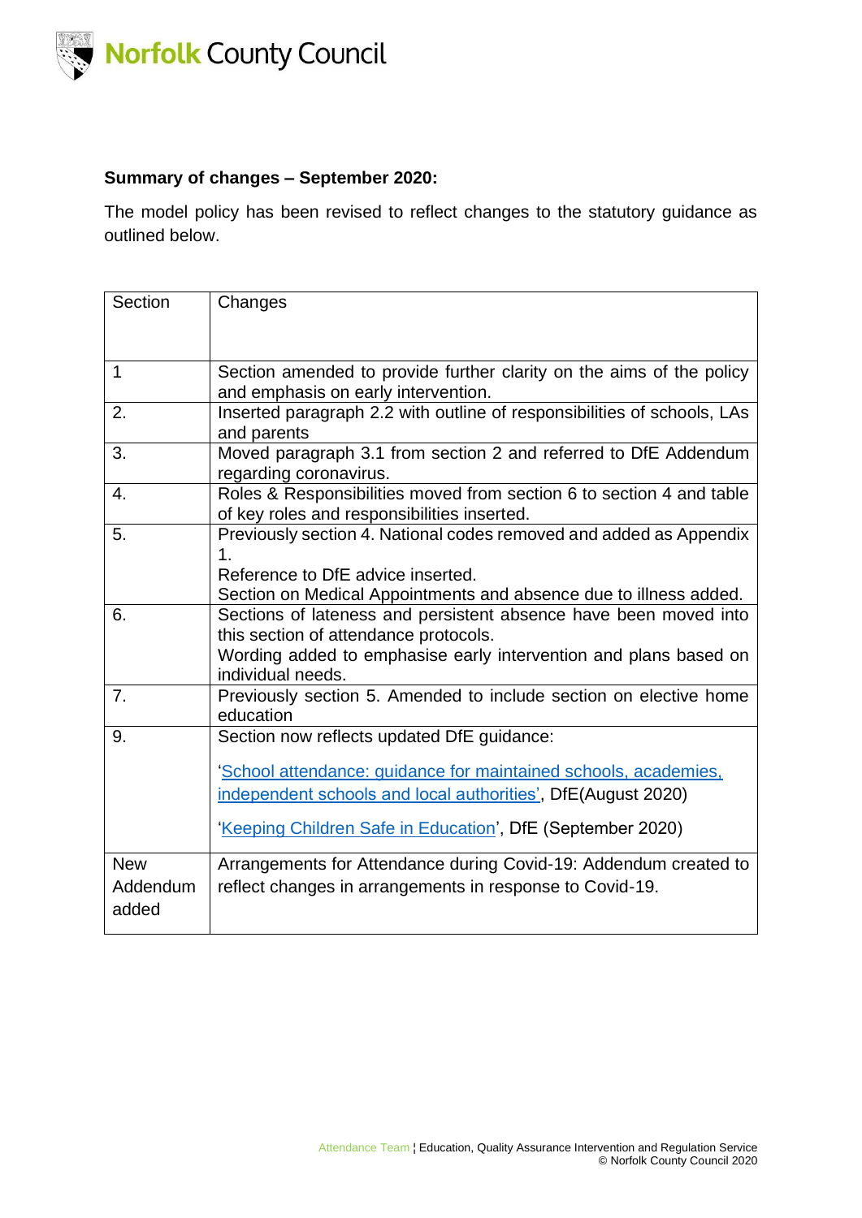**Summary of changes – September 2020:**

The model policy has been revised to reflect changes to the statutory guidance as outlined below.

| Section | Changes |
|---|---|
| 1 | Section amended to provide further clarity on the aims of the policy and emphasis on early intervention. |
| 2. | Inserted paragraph 2.2 with outline of responsibilities of schools, LAs and parents |
| 3. | Moved paragraph 3.1 from section 2 and referred to DfE Addendum regarding coronavirus. |
| 4. | Roles & Responsibilities moved from section 6 to section 4 and table of key roles and responsibilities inserted. |
| 5. | Previously section 4. National codes removed and added as Appendix 1.<br>Reference to DfE advice inserted.<br>Section on Medical Appointments and absence due to illness added. |
| 6. | Sections of lateness and persistent absence have been moved into this section of attendance protocols.<br>Wording added to emphasise early intervention and plans based on individual needs. |
| 7. | Previously section 5. Amended to include section on elective home education |
| 9. | Section now reflects updated DfE guidance:<br><br>'School attendance: guidance for maintained schools, academies, independent schools and local authorities', DfE(August 2020)<br><br>'Keeping Children Safe in Education', DfE (September 2020) |
| New Addendum added | Arrangements for Attendance during Covid-19: Addendum created to reflect changes in arrangements in response to Covid-19. |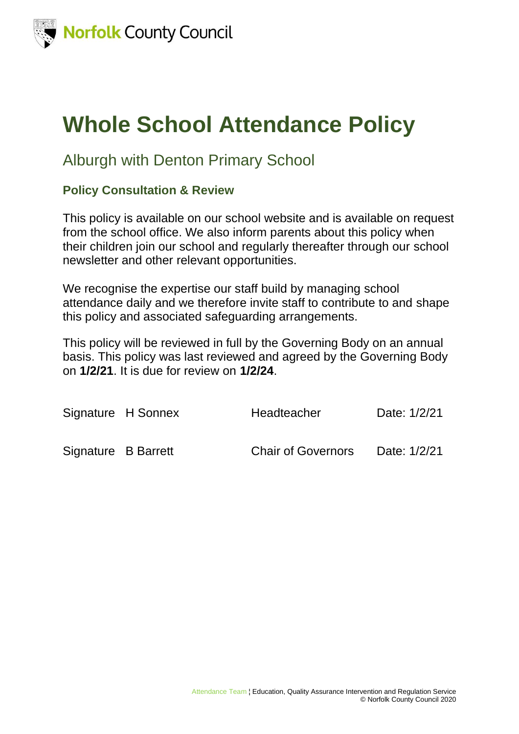# Whole School Attendance Policy

## Alburgh with Denton Primary School

### Policy Consultation & Review

This policy is available on our school website and is available on request from the school office. We also inform parents about this policy when their children join our school and regularly thereafter through our school newsletter and other relevant opportunities.

We recognise the expertise our staff build by managing school attendance daily and we therefore invite staff to contribute to and shape this policy and associated safeguarding arrangements.

This policy will be reviewed in full by the Governing Body on an annual basis. This policy was last reviewed and agreed by the Governing Body on **1/2/21**. It is due for review on **1/2/24**.

| | | | |
|---|---|---|---|
| Signature | H Sonnex | Headteacher | Date: 1/2/21 |
| Signature | B Barrett | Chair of Governors | Date: 1/2/21 |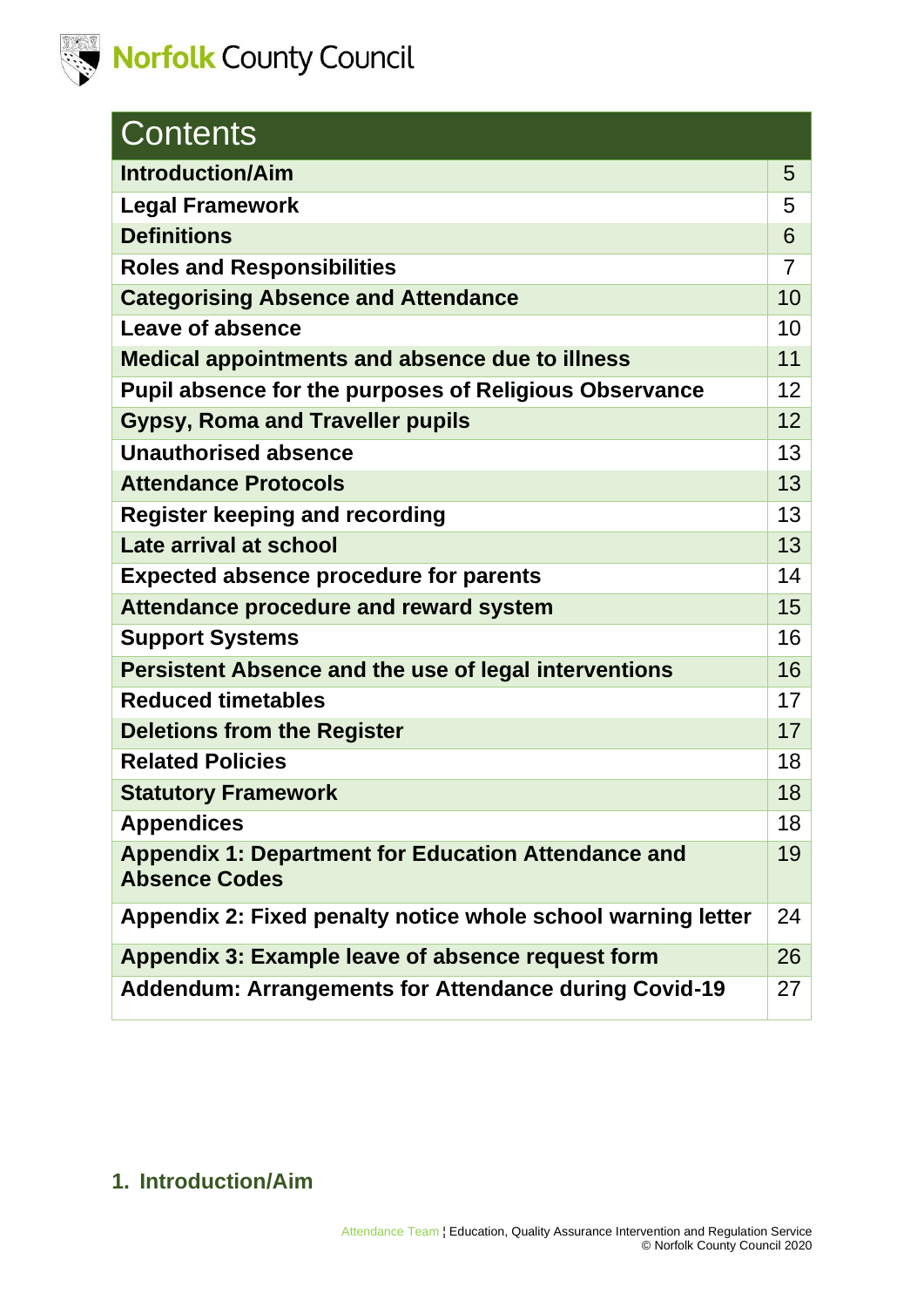| Contents | |
|---|---|
| **Introduction/Aim** | 5 |
| **Legal Framework** | 5 |
| **Definitions** | 6 |
| **Roles and Responsibilities** | 7 |
| **Categorising Absence and Attendance** | 10 |
| **Leave of absence** | 10 |
| **Medical appointments and absence due to illness** | 11 |
| **Pupil absence for the purposes of Religious Observance** | 12 |
| **Gypsy, Roma and Traveller pupils** | 12 |
| **Unauthorised absence** | 13 |
| **Attendance Protocols** | 13 |
| **Register keeping and recording** | 13 |
| **Late arrival at school** | 13 |
| **Expected absence procedure for parents** | 14 |
| **Attendance procedure and reward system** | 15 |
| **Support Systems** | 16 |
| **Persistent Absence and the use of legal interventions** | 16 |
| **Reduced timetables** | 17 |
| **Deletions from the Register** | 17 |
| **Related Policies** | 18 |
| **Statutory Framework** | 18 |
| **Appendices** | 18 |
| **Appendix 1: Department for Education Attendance and Absence Codes** | 19 |
| **Appendix 2: Fixed penalty notice whole school warning letter** | 24 |
| **Appendix 3: Example leave of absence request form** | 26 |
| **Addendum: Arrangements for Attendance during Covid-19** | 27 |

## 1. Introduction/Aim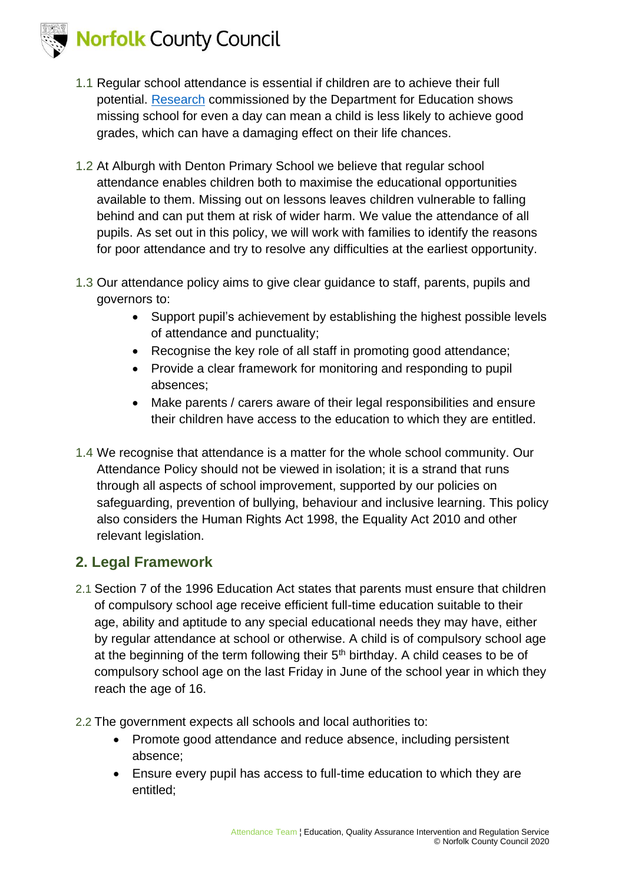1.1 Regular school attendance is essential if children are to achieve their full potential. [Research](#) commissioned by the Department for Education shows missing school for even a day can mean a child is less likely to achieve good grades, which can have a damaging effect on their life chances.

1.2 At Alburgh with Denton Primary School we believe that regular school attendance enables children both to maximise the educational opportunities available to them. Missing out on lessons leaves children vulnerable to falling behind and can put them at risk of wider harm. We value the attendance of all pupils. As set out in this policy, we will work with families to identify the reasons for poor attendance and try to resolve any difficulties at the earliest opportunity.

1.3 Our attendance policy aims to give clear guidance to staff, parents, pupils and governors to:

- Support pupil's achievement by establishing the highest possible levels of attendance and punctuality;
- Recognise the key role of all staff in promoting good attendance;
- Provide a clear framework for monitoring and responding to pupil absences;
- Make parents / carers aware of their legal responsibilities and ensure their children have access to the education to which they are entitled.

1.4 We recognise that attendance is a matter for the whole school community. Our Attendance Policy should not be viewed in isolation; it is a strand that runs through all aspects of school improvement, supported by our policies on safeguarding, prevention of bullying, behaviour and inclusive learning. This policy also considers the Human Rights Act 1998, the Equality Act 2010 and other relevant legislation.

## 2. Legal Framework

2.1 Section 7 of the 1996 Education Act states that parents must ensure that children of compulsory school age receive efficient full-time education suitable to their age, ability and aptitude to any special educational needs they may have, either by regular attendance at school or otherwise. A child is of compulsory school age at the beginning of the term following their 5th birthday. A child ceases to be of compulsory school age on the last Friday in June of the school year in which they reach the age of 16.

2.2 The government expects all schools and local authorities to:

- Promote good attendance and reduce absence, including persistent absence;
- Ensure every pupil has access to full-time education to which they are entitled;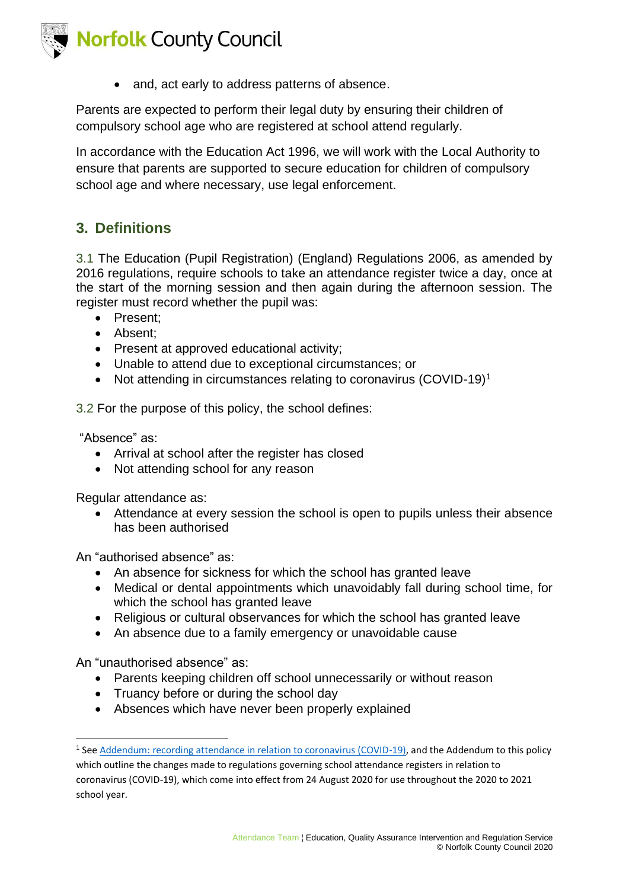- and, act early to address patterns of absence.

Parents are expected to perform their legal duty by ensuring their children of compulsory school age who are registered at school attend regularly.

In accordance with the Education Act 1996, we will work with the Local Authority to ensure that parents are supported to secure education for children of compulsory school age and where necessary, use legal enforcement.

## 3. Definitions

3.1 The Education (Pupil Registration) (England) Regulations 2006, as amended by 2016 regulations, require schools to take an attendance register twice a day, once at the start of the morning session and then again during the afternoon session. The register must record whether the pupil was:

- Present;
- Absent;
- Present at approved educational activity;
- Unable to attend due to exceptional circumstances; or
- Not attending in circumstances relating to coronavirus (COVID-19)[1]

3.2 For the purpose of this policy, the school defines:

"Absence" as:

- Arrival at school after the register has closed
- Not attending school for any reason

Regular attendance as:

- Attendance at every session the school is open to pupils unless their absence has been authorised

An "authorised absence" as:

- An absence for sickness for which the school has granted leave
- Medical or dental appointments which unavoidably fall during school time, for which the school has granted leave
- Religious or cultural observances for which the school has granted leave
- An absence due to a family emergency or unavoidable cause

An "unauthorised absence" as:

- Parents keeping children off school unnecessarily or without reason
- Truancy before or during the school day
- Absences which have never been properly explained

[1] See Addendum: recording attendance in relation to coronavirus (COVID-19), and the Addendum to this policy which outline the changes made to regulations governing school attendance registers in relation to coronavirus (COVID-19), which come into effect from 24 August 2020 for use throughout the 2020 to 2021 school year.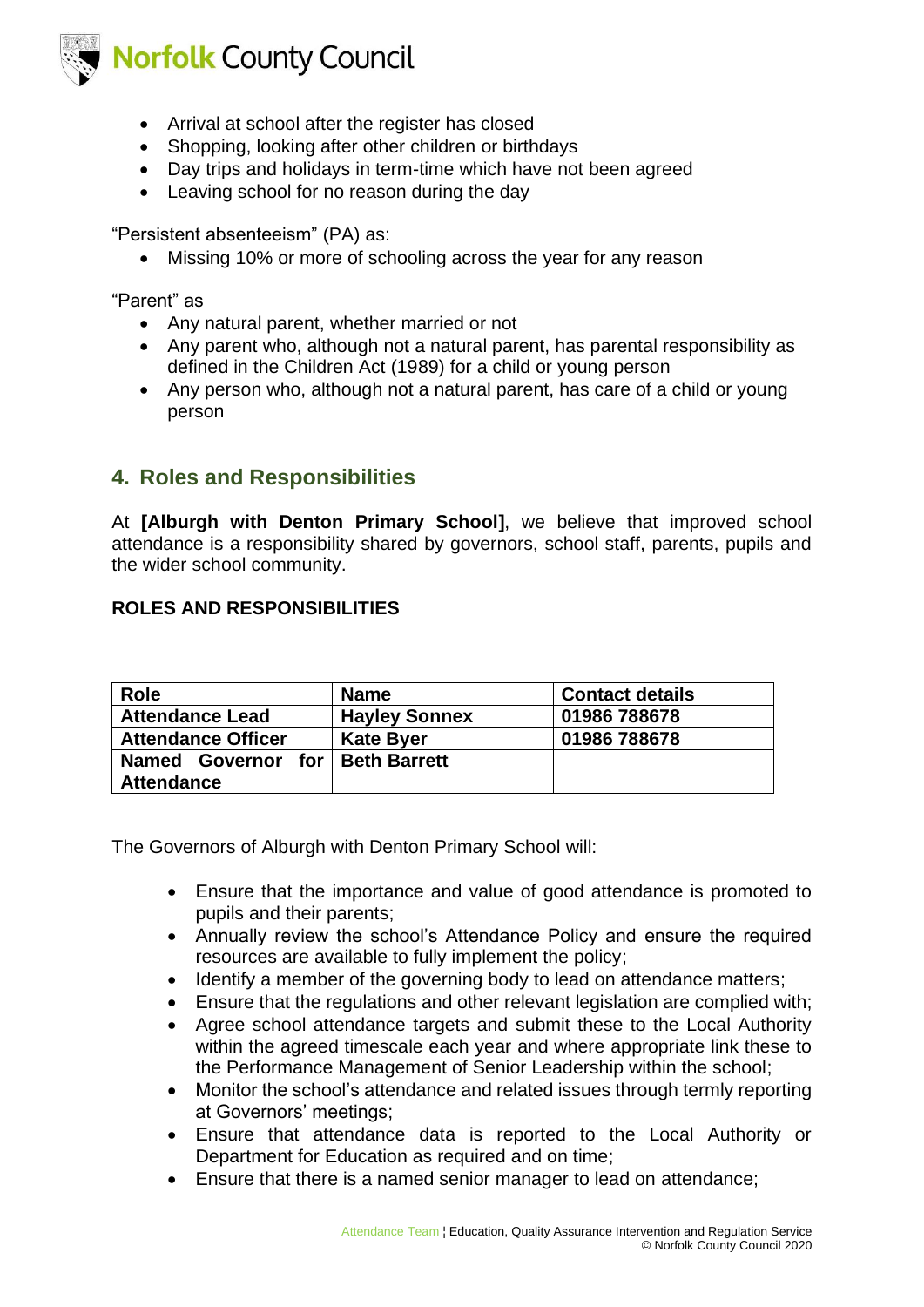- Arrival at school after the register has closed
- Shopping, looking after other children or birthdays
- Day trips and holidays in term-time which have not been agreed
- Leaving school for no reason during the day

"Persistent absenteeism" (PA) as:

- Missing 10% or more of schooling across the year for any reason

"Parent" as

- Any natural parent, whether married or not
- Any parent who, although not a natural parent, has parental responsibility as defined in the Children Act (1989) for a child or young person
- Any person who, although not a natural parent, has care of a child or young person

## 4. Roles and Responsibilities

At **[Alburgh with Denton Primary School]**, we believe that improved school attendance is a responsibility shared by governors, school staff, parents, pupils and the wider school community.

**ROLES AND RESPONSIBILITIES**

| Role | Name | Contact details |
|---|---|---|
| Attendance Lead | Hayley Sonnex | 01986 788678 |
| Attendance Officer | Kate Byer | 01986 788678 |
| Named Governor for Attendance | Beth Barrett | |

The Governors of Alburgh with Denton Primary School will:

- Ensure that the importance and value of good attendance is promoted to pupils and their parents;
- Annually review the school's Attendance Policy and ensure the required resources are available to fully implement the policy;
- Identify a member of the governing body to lead on attendance matters;
- Ensure that the regulations and other relevant legislation are complied with;
- Agree school attendance targets and submit these to the Local Authority within the agreed timescale each year and where appropriate link these to the Performance Management of Senior Leadership within the school;
- Monitor the school's attendance and related issues through termly reporting at Governors' meetings;
- Ensure that attendance data is reported to the Local Authority or Department for Education as required and on time;
- Ensure that there is a named senior manager to lead on attendance;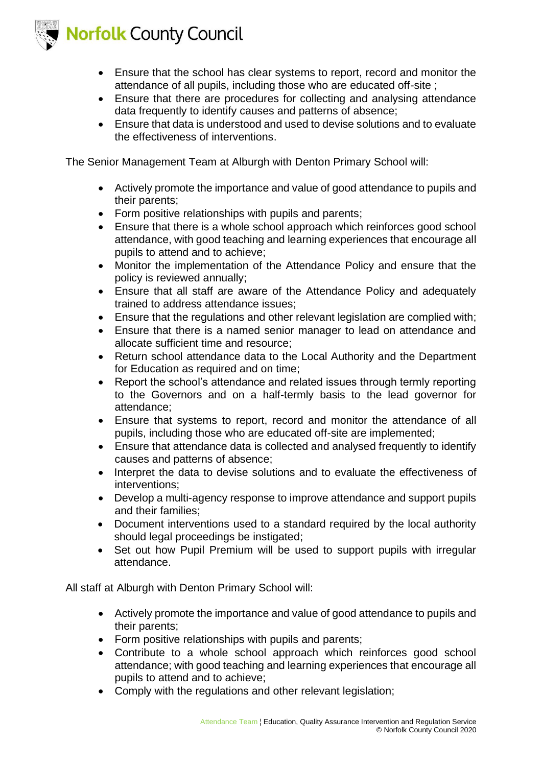- Ensure that the school has clear systems to report, record and monitor the attendance of all pupils, including those who are educated off-site ;
- Ensure that there are procedures for collecting and analysing attendance data frequently to identify causes and patterns of absence;
- Ensure that data is understood and used to devise solutions and to evaluate the effectiveness of interventions.

The Senior Management Team at Alburgh with Denton Primary School will:

- Actively promote the importance and value of good attendance to pupils and their parents;
- Form positive relationships with pupils and parents;
- Ensure that there is a whole school approach which reinforces good school attendance, with good teaching and learning experiences that encourage all pupils to attend and to achieve;
- Monitor the implementation of the Attendance Policy and ensure that the policy is reviewed annually;
- Ensure that all staff are aware of the Attendance Policy and adequately trained to address attendance issues;
- Ensure that the regulations and other relevant legislation are complied with;
- Ensure that there is a named senior manager to lead on attendance and allocate sufficient time and resource;
- Return school attendance data to the Local Authority and the Department for Education as required and on time;
- Report the school's attendance and related issues through termly reporting to the Governors and on a half-termly basis to the lead governor for attendance;
- Ensure that systems to report, record and monitor the attendance of all pupils, including those who are educated off-site are implemented;
- Ensure that attendance data is collected and analysed frequently to identify causes and patterns of absence;
- Interpret the data to devise solutions and to evaluate the effectiveness of interventions;
- Develop a multi-agency response to improve attendance and support pupils and their families;
- Document interventions used to a standard required by the local authority should legal proceedings be instigated;
- Set out how Pupil Premium will be used to support pupils with irregular attendance.

All staff at Alburgh with Denton Primary School will:

- Actively promote the importance and value of good attendance to pupils and their parents;
- Form positive relationships with pupils and parents;
- Contribute to a whole school approach which reinforces good school attendance; with good teaching and learning experiences that encourage all pupils to attend and to achieve;
- Comply with the regulations and other relevant legislation;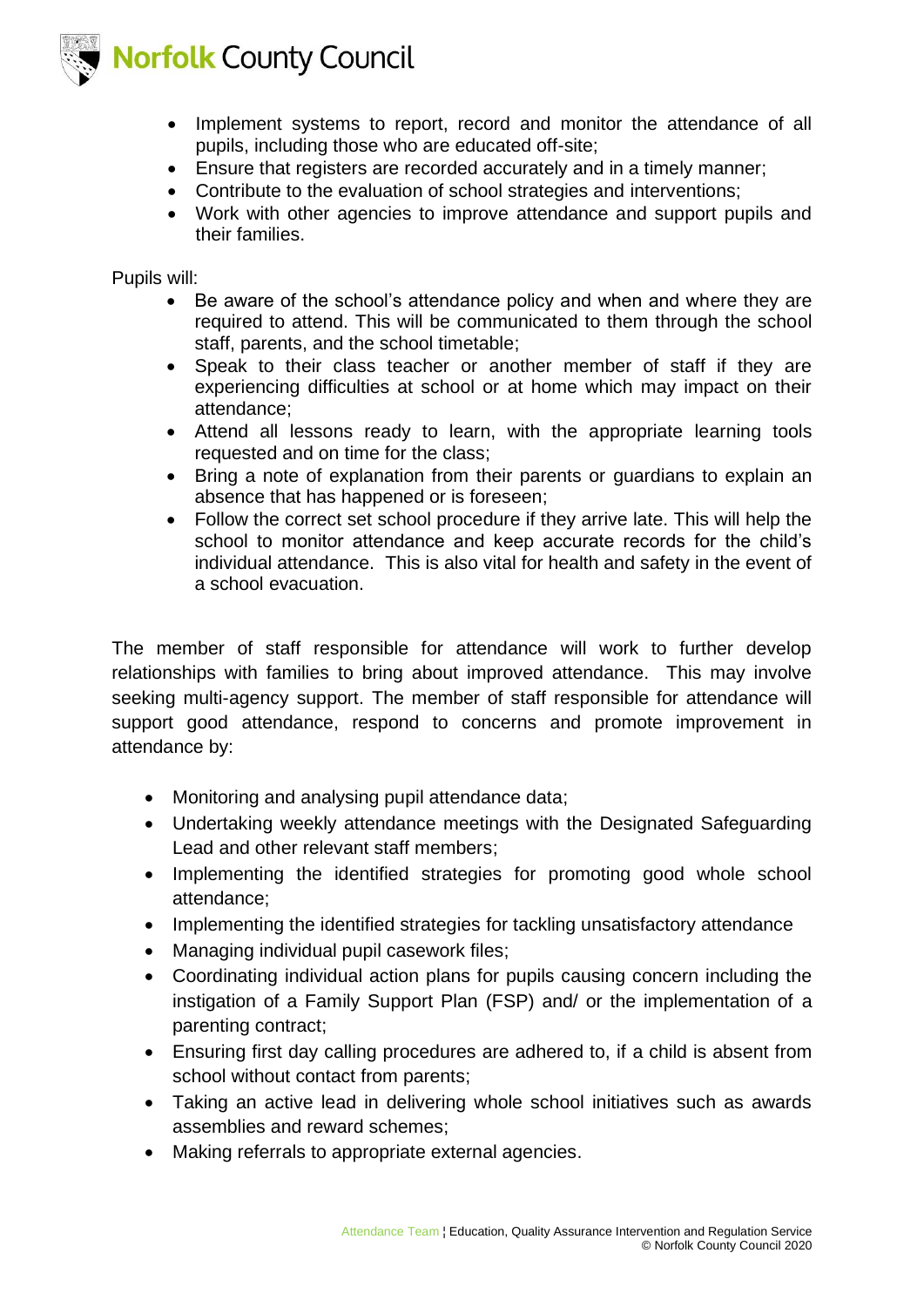- Implement systems to report, record and monitor the attendance of all pupils, including those who are educated off-site;
- Ensure that registers are recorded accurately and in a timely manner;
- Contribute to the evaluation of school strategies and interventions;
- Work with other agencies to improve attendance and support pupils and their families.

Pupils will:

- Be aware of the school's attendance policy and when and where they are required to attend. This will be communicated to them through the school staff, parents, and the school timetable;
- Speak to their class teacher or another member of staff if they are experiencing difficulties at school or at home which may impact on their attendance;
- Attend all lessons ready to learn, with the appropriate learning tools requested and on time for the class;
- Bring a note of explanation from their parents or guardians to explain an absence that has happened or is foreseen;
- Follow the correct set school procedure if they arrive late. This will help the school to monitor attendance and keep accurate records for the child's individual attendance. This is also vital for health and safety in the event of a school evacuation.

The member of staff responsible for attendance will work to further develop relationships with families to bring about improved attendance. This may involve seeking multi-agency support. The member of staff responsible for attendance will support good attendance, respond to concerns and promote improvement in attendance by:

- Monitoring and analysing pupil attendance data;
- Undertaking weekly attendance meetings with the Designated Safeguarding Lead and other relevant staff members;
- Implementing the identified strategies for promoting good whole school attendance;
- Implementing the identified strategies for tackling unsatisfactory attendance
- Managing individual pupil casework files;
- Coordinating individual action plans for pupils causing concern including the instigation of a Family Support Plan (FSP) and/ or the implementation of a parenting contract;
- Ensuring first day calling procedures are adhered to, if a child is absent from school without contact from parents;
- Taking an active lead in delivering whole school initiatives such as awards assemblies and reward schemes;
- Making referrals to appropriate external agencies.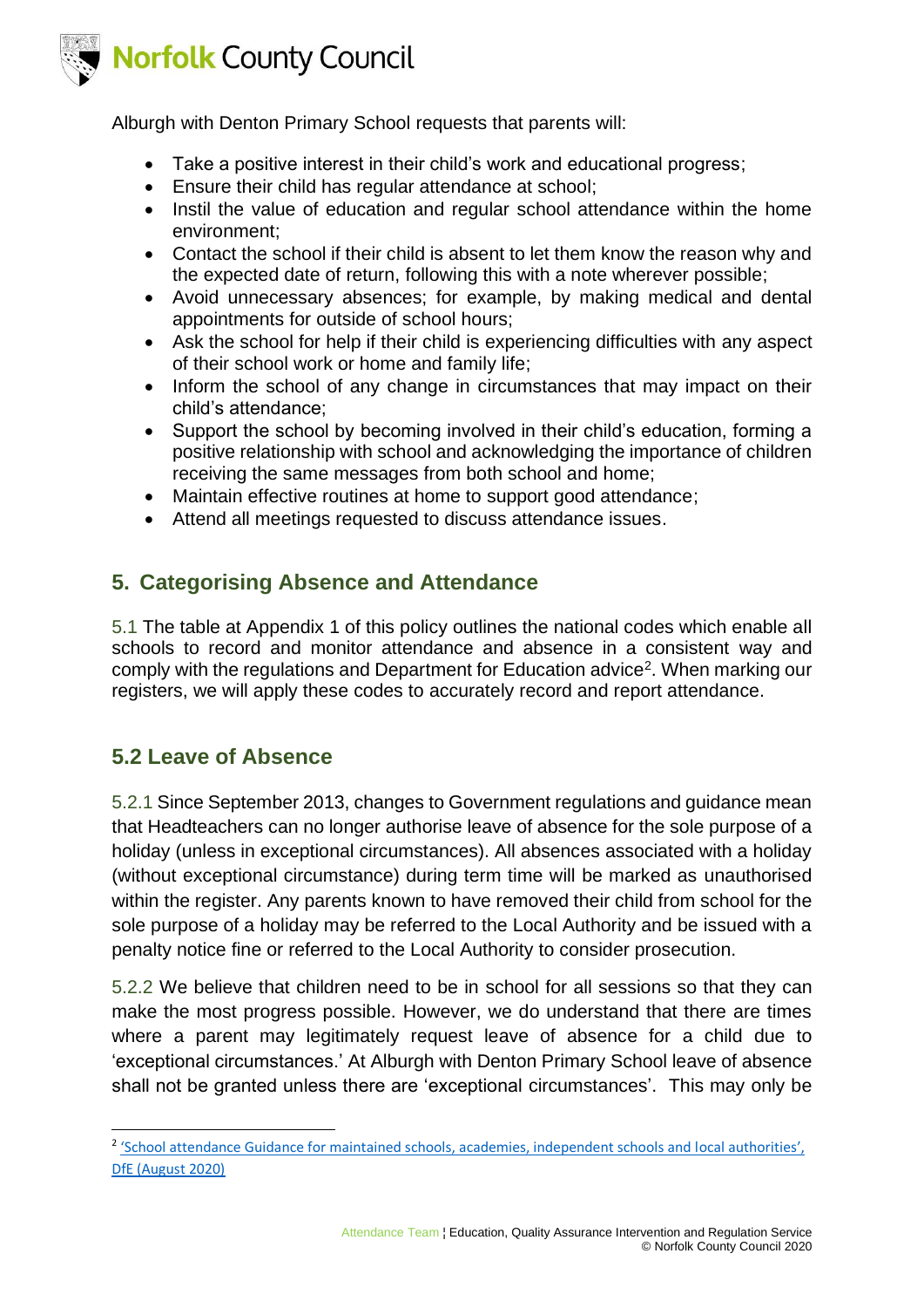Alburgh with Denton Primary School requests that parents will:

- Take a positive interest in their child's work and educational progress;
- Ensure their child has regular attendance at school;
- Instil the value of education and regular school attendance within the home environment;
- Contact the school if their child is absent to let them know the reason why and the expected date of return, following this with a note wherever possible;
- Avoid unnecessary absences; for example, by making medical and dental appointments for outside of school hours;
- Ask the school for help if their child is experiencing difficulties with any aspect of their school work or home and family life;
- Inform the school of any change in circumstances that may impact on their child's attendance;
- Support the school by becoming involved in their child's education, forming a positive relationship with school and acknowledging the importance of children receiving the same messages from both school and home;
- Maintain effective routines at home to support good attendance;
- Attend all meetings requested to discuss attendance issues.

## 5. Categorising Absence and Attendance

5.1 The table at Appendix 1 of this policy outlines the national codes which enable all schools to record and monitor attendance and absence in a consistent way and comply with the regulations and Department for Education advice[2]. When marking our registers, we will apply these codes to accurately record and report attendance.

### 5.2 Leave of Absence

5.2.1 Since September 2013, changes to Government regulations and guidance mean that Headteachers can no longer authorise leave of absence for the sole purpose of a holiday (unless in exceptional circumstances). All absences associated with a holiday (without exceptional circumstance) during term time will be marked as unauthorised within the register. Any parents known to have removed their child from school for the sole purpose of a holiday may be referred to the Local Authority and be issued with a penalty notice fine or referred to the Local Authority to consider prosecution.

5.2.2 We believe that children need to be in school for all sessions so that they can make the most progress possible. However, we do understand that there are times where a parent may legitimately request leave of absence for a child due to 'exceptional circumstances.' At Alburgh with Denton Primary School leave of absence shall not be granted unless there are 'exceptional circumstances'. This may only be

[2] 'School attendance Guidance for maintained schools, academies, independent schools and local authorities', DfE (August 2020)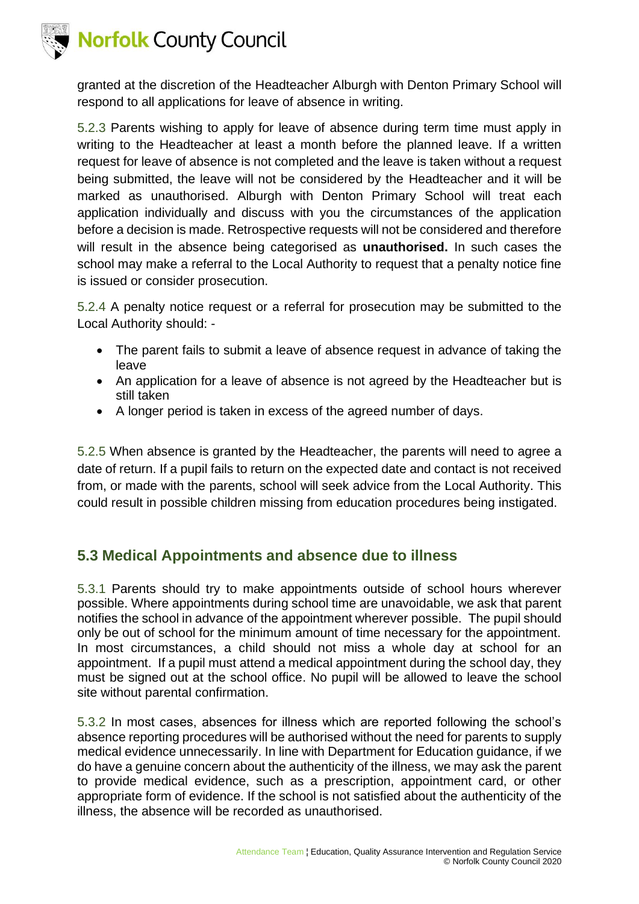granted at the discretion of the Headteacher Alburgh with Denton Primary School will respond to all applications for leave of absence in writing.

5.2.3 Parents wishing to apply for leave of absence during term time must apply in writing to the Headteacher at least a month before the planned leave. If a written request for leave of absence is not completed and the leave is taken without a request being submitted, the leave will not be considered by the Headteacher and it will be marked as unauthorised. Alburgh with Denton Primary School will treat each application individually and discuss with you the circumstances of the application before a decision is made. Retrospective requests will not be considered and therefore will result in the absence being categorised as **unauthorised.** In such cases the school may make a referral to the Local Authority to request that a penalty notice fine is issued or consider prosecution.

5.2.4 A penalty notice request or a referral for prosecution may be submitted to the Local Authority should: -

- The parent fails to submit a leave of absence request in advance of taking the leave
- An application for a leave of absence is not agreed by the Headteacher but is still taken
- A longer period is taken in excess of the agreed number of days.

5.2.5 When absence is granted by the Headteacher, the parents will need to agree a date of return. If a pupil fails to return on the expected date and contact is not received from, or made with the parents, school will seek advice from the Local Authority. This could result in possible children missing from education procedures being instigated.

## 5.3 Medical Appointments and absence due to illness

5.3.1 Parents should try to make appointments outside of school hours wherever possible. Where appointments during school time are unavoidable, we ask that parent notifies the school in advance of the appointment wherever possible. The pupil should only be out of school for the minimum amount of time necessary for the appointment. In most circumstances, a child should not miss a whole day at school for an appointment. If a pupil must attend a medical appointment during the school day, they must be signed out at the school office. No pupil will be allowed to leave the school site without parental confirmation.

5.3.2 In most cases, absences for illness which are reported following the school's absence reporting procedures will be authorised without the need for parents to supply medical evidence unnecessarily. In line with Department for Education guidance, if we do have a genuine concern about the authenticity of the illness, we may ask the parent to provide medical evidence, such as a prescription, appointment card, or other appropriate form of evidence. If the school is not satisfied about the authenticity of the illness, the absence will be recorded as unauthorised.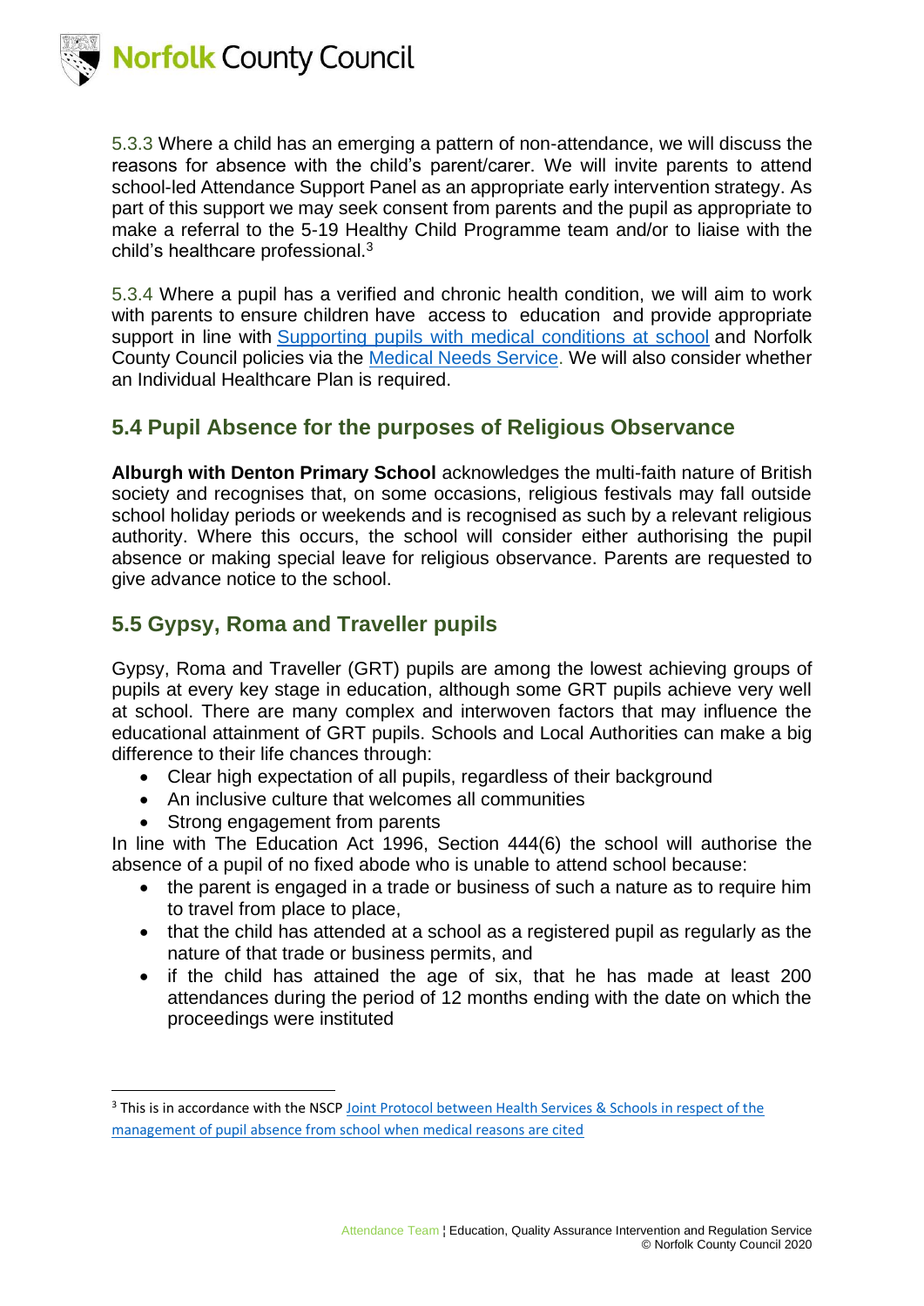5.3.3 Where a child has an emerging a pattern of non-attendance, we will discuss the reasons for absence with the child's parent/carer. We will invite parents to attend school-led Attendance Support Panel as an appropriate early intervention strategy. As part of this support we may seek consent from parents and the pupil as appropriate to make a referral to the 5-19 Healthy Child Programme team and/or to liaise with the child's healthcare professional.[3]

5.3.4 Where a pupil has a verified and chronic health condition, we will aim to work with parents to ensure children have access to education and provide appropriate support in line with Supporting pupils with medical conditions at school and Norfolk County Council policies via the Medical Needs Service. We will also consider whether an Individual Healthcare Plan is required.

## 5.4 Pupil Absence for the purposes of Religious Observance

**Alburgh with Denton Primary School** acknowledges the multi-faith nature of British society and recognises that, on some occasions, religious festivals may fall outside school holiday periods or weekends and is recognised as such by a relevant religious authority. Where this occurs, the school will consider either authorising the pupil absence or making special leave for religious observance. Parents are requested to give advance notice to the school.

## 5.5 Gypsy, Roma and Traveller pupils

Gypsy, Roma and Traveller (GRT) pupils are among the lowest achieving groups of pupils at every key stage in education, although some GRT pupils achieve very well at school. There are many complex and interwoven factors that may influence the educational attainment of GRT pupils. Schools and Local Authorities can make a big difference to their life chances through:

- Clear high expectation of all pupils, regardless of their background
- An inclusive culture that welcomes all communities
- Strong engagement from parents

In line with The Education Act 1996, Section 444(6) the school will authorise the absence of a pupil of no fixed abode who is unable to attend school because:

- the parent is engaged in a trade or business of such a nature as to require him to travel from place to place,
- that the child has attended at a school as a registered pupil as regularly as the nature of that trade or business permits, and
- if the child has attained the age of six, that he has made at least 200 attendances during the period of 12 months ending with the date on which the proceedings were instituted

---

[3] This is in accordance with the NSCP Joint Protocol between Health Services & Schools in respect of the management of pupil absence from school when medical reasons are cited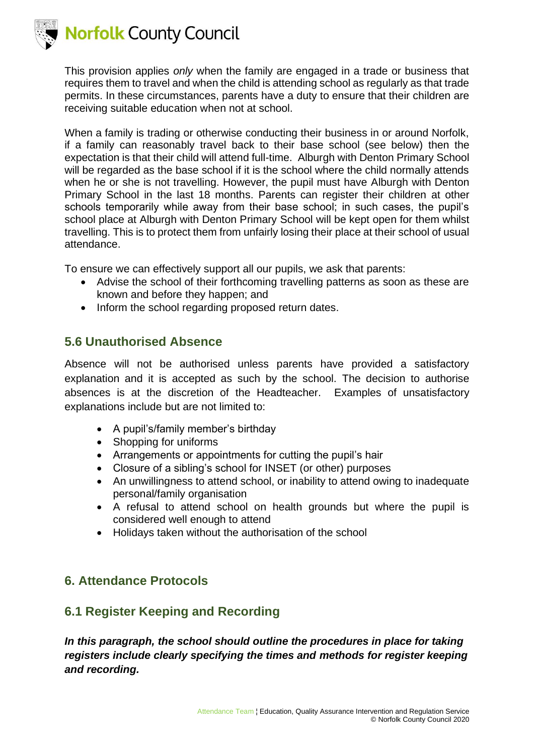This provision applies *only* when the family are engaged in a trade or business that requires them to travel and when the child is attending school as regularly as that trade permits. In these circumstances, parents have a duty to ensure that their children are receiving suitable education when not at school.

When a family is trading or otherwise conducting their business in or around Norfolk, if a family can reasonably travel back to their base school (see below) then the expectation is that their child will attend full-time. Alburgh with Denton Primary School will be regarded as the base school if it is the school where the child normally attends when he or she is not travelling. However, the pupil must have Alburgh with Denton Primary School in the last 18 months. Parents can register their children at other schools temporarily while away from their base school; in such cases, the pupil's school place at Alburgh with Denton Primary School will be kept open for them whilst travelling. This is to protect them from unfairly losing their place at their school of usual attendance.

To ensure we can effectively support all our pupils, we ask that parents:

- Advise the school of their forthcoming travelling patterns as soon as these are known and before they happen; and
- Inform the school regarding proposed return dates.

### 5.6 Unauthorised Absence

Absence will not be authorised unless parents have provided a satisfactory explanation and it is accepted as such by the school. The decision to authorise absences is at the discretion of the Headteacher. Examples of unsatisfactory explanations include but are not limited to:

- A pupil's/family member's birthday
- Shopping for uniforms
- Arrangements or appointments for cutting the pupil's hair
- Closure of a sibling's school for INSET (or other) purposes
- An unwillingness to attend school, or inability to attend owing to inadequate personal/family organisation
- A refusal to attend school on health grounds but where the pupil is considered well enough to attend
- Holidays taken without the authorisation of the school

## 6. Attendance Protocols

### 6.1 Register Keeping and Recording

***In this paragraph, the school should outline the procedures in place for taking registers include clearly specifying the times and methods for register keeping and recording.***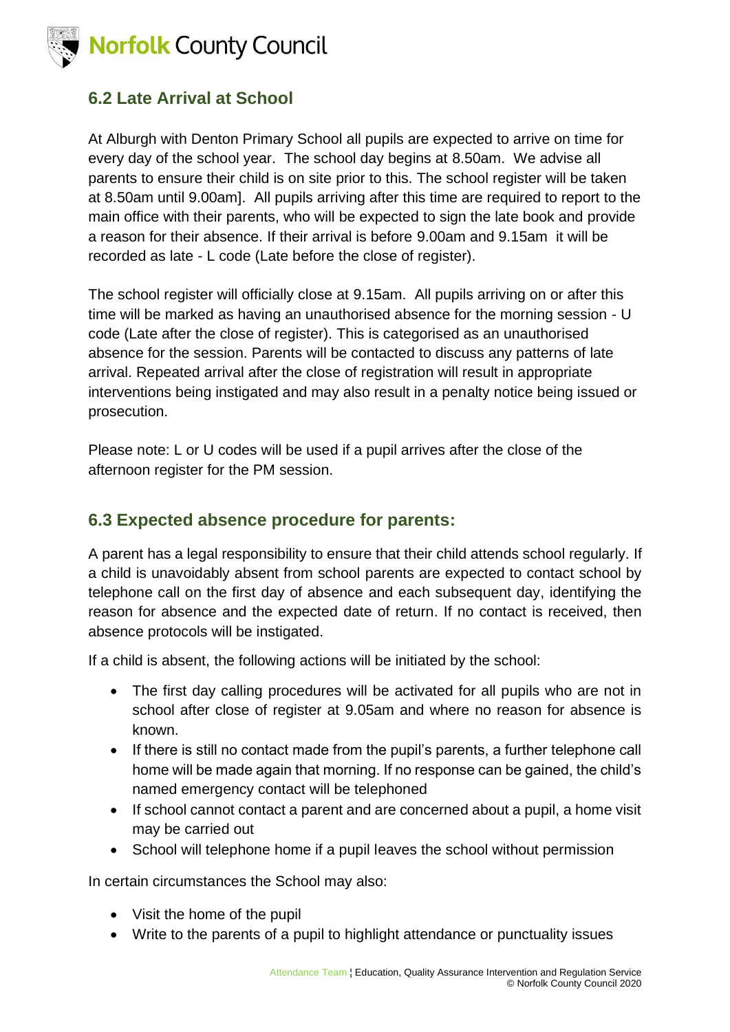## 6.2 Late Arrival at School

At Alburgh with Denton Primary School all pupils are expected to arrive on time for every day of the school year. The school day begins at 8.50am. We advise all parents to ensure their child is on site prior to this. The school register will be taken at 8.50am until 9.00am]. All pupils arriving after this time are required to report to the main office with their parents, who will be expected to sign the late book and provide a reason for their absence. If their arrival is before 9.00am and 9.15am it will be recorded as late - L code (Late before the close of register).

The school register will officially close at 9.15am. All pupils arriving on or after this time will be marked as having an unauthorised absence for the morning session - U code (Late after the close of register). This is categorised as an unauthorised absence for the session. Parents will be contacted to discuss any patterns of late arrival. Repeated arrival after the close of registration will result in appropriate interventions being instigated and may also result in a penalty notice being issued or prosecution.

Please note: L or U codes will be used if a pupil arrives after the close of the afternoon register for the PM session.

## 6.3 Expected absence procedure for parents:

A parent has a legal responsibility to ensure that their child attends school regularly. If a child is unavoidably absent from school parents are expected to contact school by telephone call on the first day of absence and each subsequent day, identifying the reason for absence and the expected date of return. If no contact is received, then absence protocols will be instigated.

If a child is absent, the following actions will be initiated by the school:

- The first day calling procedures will be activated for all pupils who are not in school after close of register at 9.05am and where no reason for absence is known.
- If there is still no contact made from the pupil's parents, a further telephone call home will be made again that morning. If no response can be gained, the child's named emergency contact will be telephoned
- If school cannot contact a parent and are concerned about a pupil, a home visit may be carried out
- School will telephone home if a pupil leaves the school without permission

In certain circumstances the School may also:

- Visit the home of the pupil
- Write to the parents of a pupil to highlight attendance or punctuality issues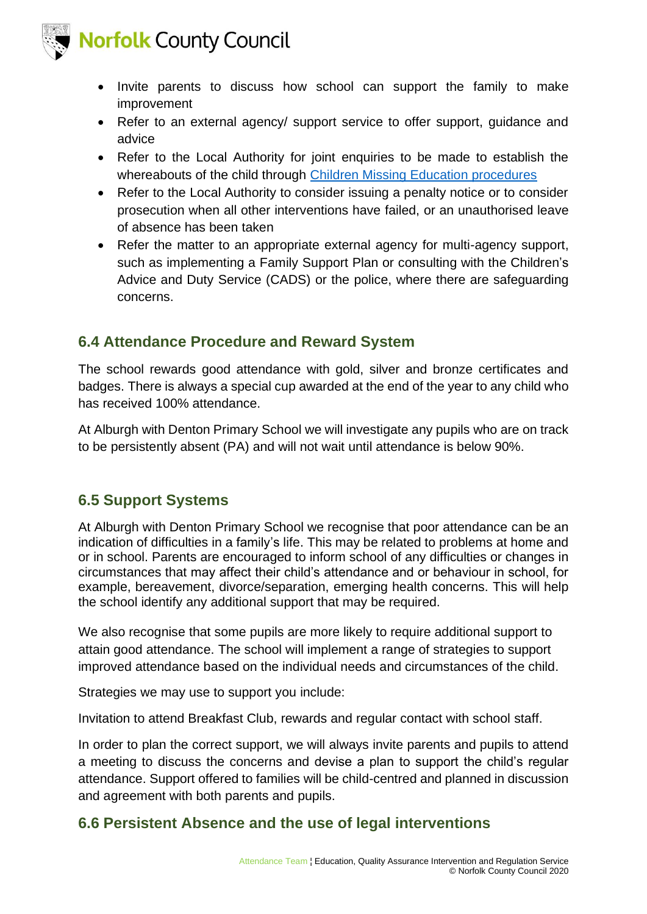- Invite parents to discuss how school can support the family to make improvement
- Refer to an external agency/ support service to offer support, guidance and advice
- Refer to the Local Authority for joint enquiries to be made to establish the whereabouts of the child through [Children Missing Education procedures]
- Refer to the Local Authority to consider issuing a penalty notice or to consider prosecution when all other interventions have failed, or an unauthorised leave of absence has been taken
- Refer the matter to an appropriate external agency for multi-agency support, such as implementing a Family Support Plan or consulting with the Children's Advice and Duty Service (CADS) or the police, where there are safeguarding concerns.

## 6.4 Attendance Procedure and Reward System

The school rewards good attendance with gold, silver and bronze certificates and badges. There is always a special cup awarded at the end of the year to any child who has received 100% attendance.

At Alburgh with Denton Primary School we will investigate any pupils who are on track to be persistently absent (PA) and will not wait until attendance is below 90%.

## 6.5 Support Systems

At Alburgh with Denton Primary School we recognise that poor attendance can be an indication of difficulties in a family's life. This may be related to problems at home and or in school. Parents are encouraged to inform school of any difficulties or changes in circumstances that may affect their child's attendance and or behaviour in school, for example, bereavement, divorce/separation, emerging health concerns. This will help the school identify any additional support that may be required.

We also recognise that some pupils are more likely to require additional support to attain good attendance. The school will implement a range of strategies to support improved attendance based on the individual needs and circumstances of the child.

Strategies we may use to support you include:

Invitation to attend Breakfast Club, rewards and regular contact with school staff.

In order to plan the correct support, we will always invite parents and pupils to attend a meeting to discuss the concerns and devise a plan to support the child's regular attendance. Support offered to families will be child-centred and planned in discussion and agreement with both parents and pupils.

## 6.6 Persistent Absence and the use of legal interventions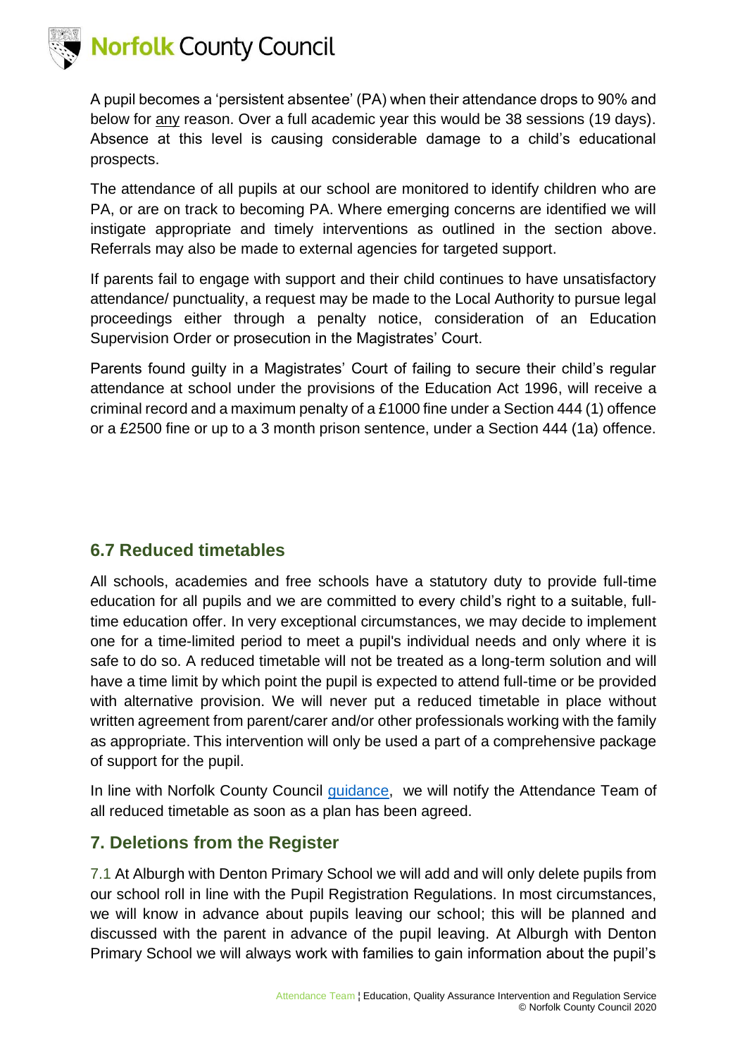A pupil becomes a 'persistent absentee' (PA) when their attendance drops to 90% and below for <u>any</u> reason. Over a full academic year this would be 38 sessions (19 days). Absence at this level is causing considerable damage to a child's educational prospects.

The attendance of all pupils at our school are monitored to identify children who are PA, or are on track to becoming PA. Where emerging concerns are identified we will instigate appropriate and timely interventions as outlined in the section above. Referrals may also be made to external agencies for targeted support.

If parents fail to engage with support and their child continues to have unsatisfactory attendance/ punctuality, a request may be made to the Local Authority to pursue legal proceedings either through a penalty notice, consideration of an Education Supervision Order or prosecution in the Magistrates' Court.

Parents found guilty in a Magistrates' Court of failing to secure their child's regular attendance at school under the provisions of the Education Act 1996, will receive a criminal record and a maximum penalty of a £1000 fine under a Section 444 (1) offence or a £2500 fine or up to a 3 month prison sentence, under a Section 444 (1a) offence.

### 6.7 Reduced timetables

All schools, academies and free schools have a statutory duty to provide full-time education for all pupils and we are committed to every child's right to a suitable, full-time education offer. In very exceptional circumstances, we may decide to implement one for a time-limited period to meet a pupil's individual needs and only where it is safe to do so. A reduced timetable will not be treated as a long-term solution and will have a time limit by which point the pupil is expected to attend full-time or be provided with alternative provision. We will never put a reduced timetable in place without written agreement from parent/carer and/or other professionals working with the family as appropriate. This intervention will only be used a part of a comprehensive package of support for the pupil.

In line with Norfolk County Council [guidance](), we will notify the Attendance Team of all reduced timetable as soon as a plan has been agreed.

## 7. Deletions from the Register

7.1 At Alburgh with Denton Primary School we will add and will only delete pupils from our school roll in line with the Pupil Registration Regulations. In most circumstances, we will know in advance about pupils leaving our school; this will be planned and discussed with the parent in advance of the pupil leaving. At Alburgh with Denton Primary School we will always work with families to gain information about the pupil's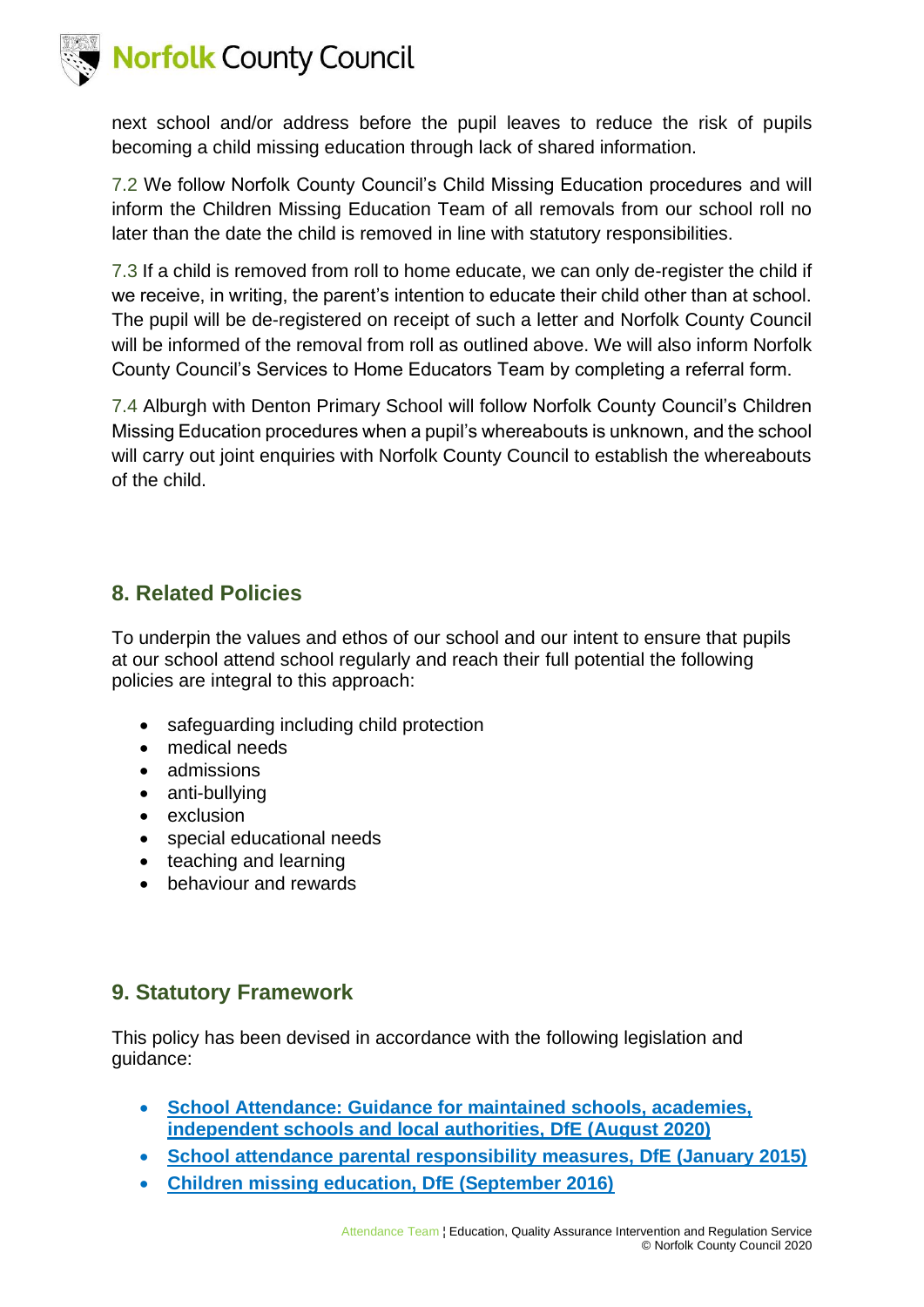next school and/or address before the pupil leaves to reduce the risk of pupils becoming a child missing education through lack of shared information.

7.2 We follow Norfolk County Council's Child Missing Education procedures and will inform the Children Missing Education Team of all removals from our school roll no later than the date the child is removed in line with statutory responsibilities.

7.3 If a child is removed from roll to home educate, we can only de-register the child if we receive, in writing, the parent's intention to educate their child other than at school. The pupil will be de-registered on receipt of such a letter and Norfolk County Council will be informed of the removal from roll as outlined above. We will also inform Norfolk County Council's Services to Home Educators Team by completing a referral form.

7.4 Alburgh with Denton Primary School will follow Norfolk County Council's Children Missing Education procedures when a pupil's whereabouts is unknown, and the school will carry out joint enquiries with Norfolk County Council to establish the whereabouts of the child.

## 8. Related Policies

To underpin the values and ethos of our school and our intent to ensure that pupils at our school attend school regularly and reach their full potential the following policies are integral to this approach:

- safeguarding including child protection
- medical needs
- admissions
- anti-bullying
- exclusion
- special educational needs
- teaching and learning
- behaviour and rewards

## 9. Statutory Framework

This policy has been devised in accordance with the following legislation and guidance:

- **School Attendance: Guidance for maintained schools, academies, independent schools and local authorities, DfE (August 2020)**
- **School attendance parental responsibility measures, DfE (January 2015)**
- **Children missing education, DfE (September 2016)**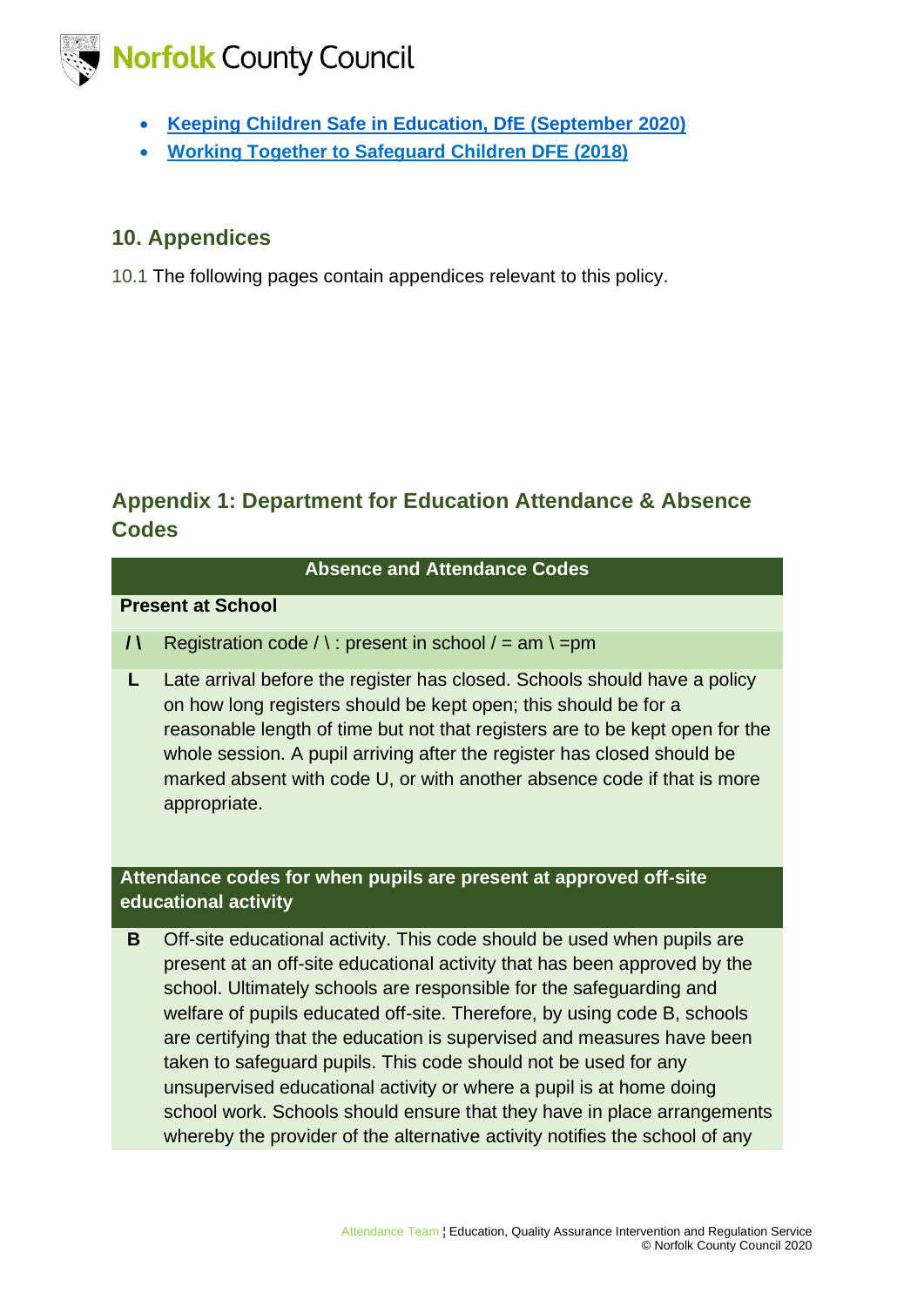- **Keeping Children Safe in Education, DfE (September 2020)**
- **Working Together to Safeguard Children DFE (2018)**

## 10. Appendices

10.1 The following pages contain appendices relevant to this policy.

## Appendix 1: Department for Education Attendance & Absence Codes

| Absence and Attendance Codes | |
|---|---|
| **Present at School** | |
| **/ \\** | Registration code / \ : present in school / = am \ =pm |
| **L** | Late arrival before the register has closed. Schools should have a policy on how long registers should be kept open; this should be for a reasonable length of time but not that registers are to be kept open for the whole session. A pupil arriving after the register has closed should be marked absent with code U, or with another absence code if that is more appropriate. |
| **Attendance codes for when pupils are present at approved off-site educational activity** | |
| **B** | Off-site educational activity. This code should be used when pupils are present at an off-site educational activity that has been approved by the school. Ultimately schools are responsible for the safeguarding and welfare of pupils educated off-site. Therefore, by using code B, schools are certifying that the education is supervised and measures have been taken to safeguard pupils. This code should not be used for any unsupervised educational activity or where a pupil is at home doing school work. Schools should ensure that they have in place arrangements whereby the provider of the alternative activity notifies the school of any |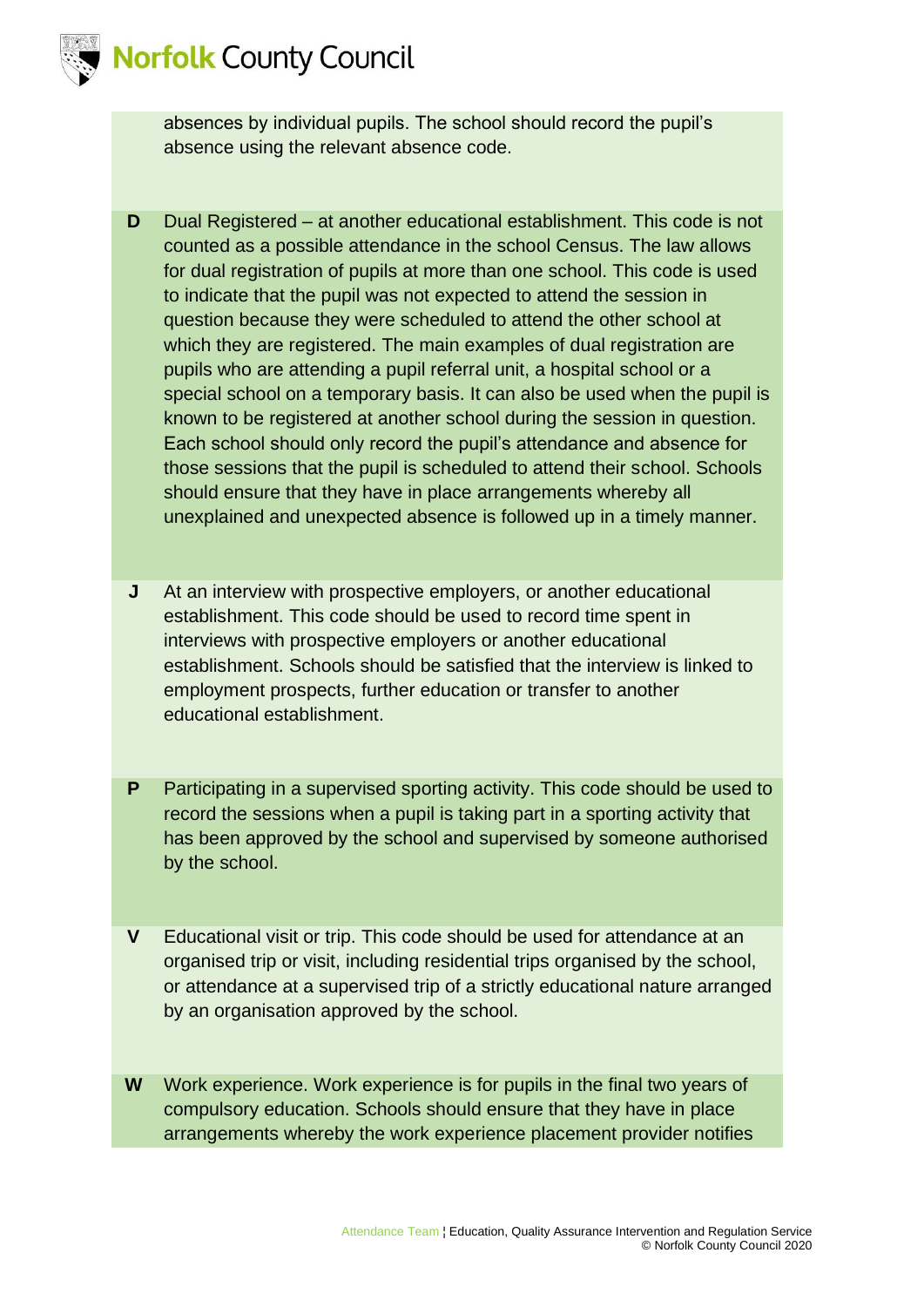| | |
|---|---|
| | absences by individual pupils. The school should record the pupil's absence using the relevant absence code. |
| **D** | Dual Registered – at another educational establishment. This code is not counted as a possible attendance in the school Census. The law allows for dual registration of pupils at more than one school. This code is used to indicate that the pupil was not expected to attend the session in question because they were scheduled to attend the other school at which they are registered. The main examples of dual registration are pupils who are attending a pupil referral unit, a hospital school or a special school on a temporary basis. It can also be used when the pupil is known to be registered at another school during the session in question. Each school should only record the pupil's attendance and absence for those sessions that the pupil is scheduled to attend their school. Schools should ensure that they have in place arrangements whereby all unexplained and unexpected absence is followed up in a timely manner. |
| **J** | At an interview with prospective employers, or another educational establishment. This code should be used to record time spent in interviews with prospective employers or another educational establishment. Schools should be satisfied that the interview is linked to employment prospects, further education or transfer to another educational establishment. |
| **P** | Participating in a supervised sporting activity. This code should be used to record the sessions when a pupil is taking part in a sporting activity that has been approved by the school and supervised by someone authorised by the school. |
| **V** | Educational visit or trip. This code should be used for attendance at an organised trip or visit, including residential trips organised by the school, or attendance at a supervised trip of a strictly educational nature arranged by an organisation approved by the school. |
| **W** | Work experience. Work experience is for pupils in the final two years of compulsory education. Schools should ensure that they have in place arrangements whereby the work experience placement provider notifies |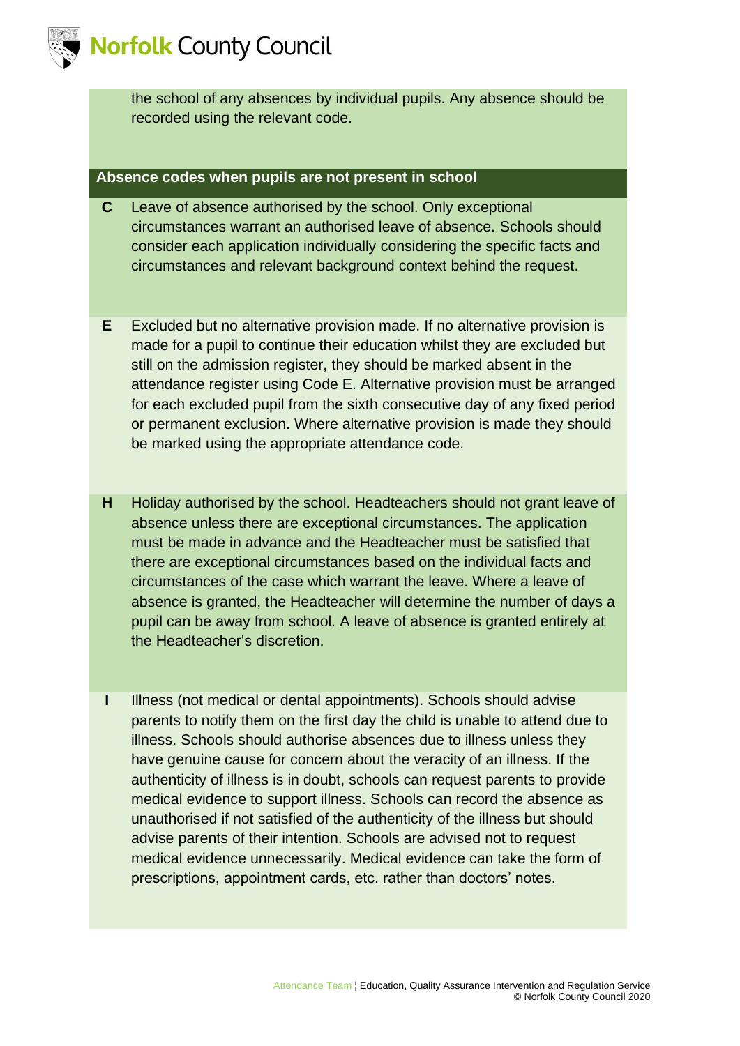the school of any absences by individual pupils. Any absence should be recorded using the relevant code.

| Absence codes when pupils are not present in school | |
| --- | --- |
| **C** | Leave of absence authorised by the school. Only exceptional circumstances warrant an authorised leave of absence. Schools should consider each application individually considering the specific facts and circumstances and relevant background context behind the request. |
| **E** | Excluded but no alternative provision made. If no alternative provision is made for a pupil to continue their education whilst they are excluded but still on the admission register, they should be marked absent in the attendance register using Code E. Alternative provision must be arranged for each excluded pupil from the sixth consecutive day of any fixed period or permanent exclusion. Where alternative provision is made they should be marked using the appropriate attendance code. |
| **H** | Holiday authorised by the school. Headteachers should not grant leave of absence unless there are exceptional circumstances. The application must be made in advance and the Headteacher must be satisfied that there are exceptional circumstances based on the individual facts and circumstances of the case which warrant the leave. Where a leave of absence is granted, the Headteacher will determine the number of days a pupil can be away from school. A leave of absence is granted entirely at the Headteacher's discretion. |
| **I** | Illness (not medical or dental appointments). Schools should advise parents to notify them on the first day the child is unable to attend due to illness. Schools should authorise absences due to illness unless they have genuine cause for concern about the veracity of an illness. If the authenticity of illness is in doubt, schools can request parents to provide medical evidence to support illness. Schools can record the absence as unauthorised if not satisfied of the authenticity of the illness but should advise parents of their intention. Schools are advised not to request medical evidence unnecessarily. Medical evidence can take the form of prescriptions, appointment cards, etc. rather than doctors' notes. |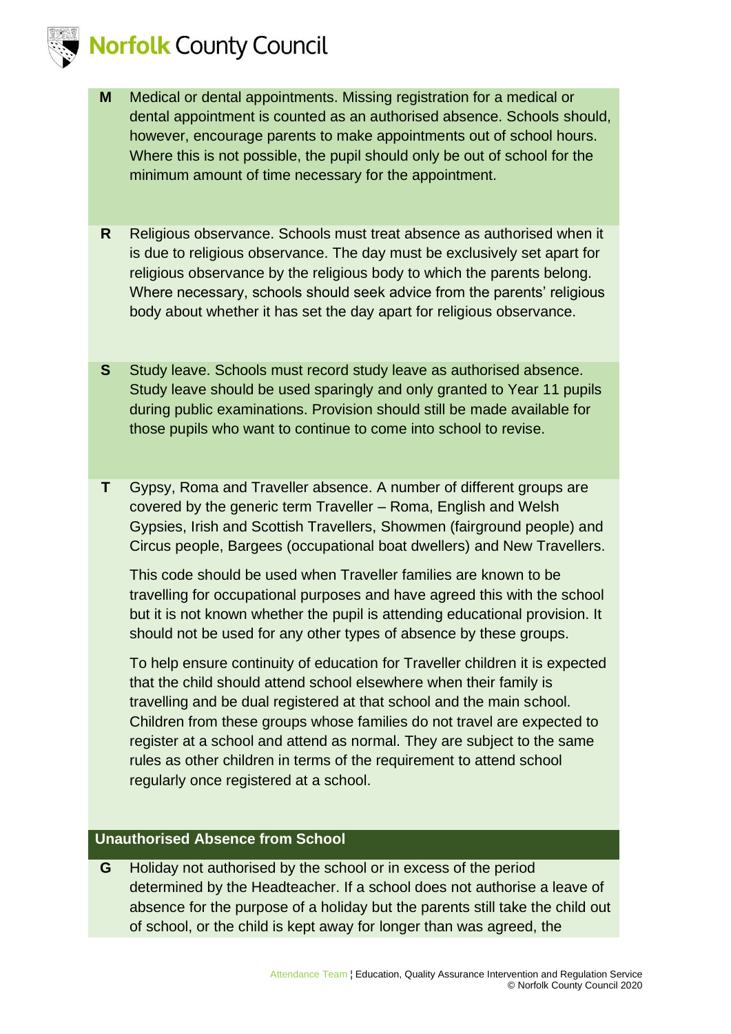| | |
|---|---|
| **M** | Medical or dental appointments. Missing registration for a medical or dental appointment is counted as an authorised absence. Schools should, however, encourage parents to make appointments out of school hours. Where this is not possible, the pupil should only be out of school for the minimum amount of time necessary for the appointment. |
| **R** | Religious observance. Schools must treat absence as authorised when it is due to religious observance. The day must be exclusively set apart for religious observance by the religious body to which the parents belong. Where necessary, schools should seek advice from the parents' religious body about whether it has set the day apart for religious observance. |
| **S** | Study leave. Schools must record study leave as authorised absence. Study leave should be used sparingly and only granted to Year 11 pupils during public examinations. Provision should still be made available for those pupils who want to continue to come into school to revise. |
| **T** | Gypsy, Roma and Traveller absence. A number of different groups are covered by the generic term Traveller – Roma, English and Welsh Gypsies, Irish and Scottish Travellers, Showmen (fairground people) and Circus people, Bargees (occupational boat dwellers) and New Travellers.<br><br>This code should be used when Traveller families are known to be travelling for occupational purposes and have agreed this with the school but it is not known whether the pupil is attending educational provision. It should not be used for any other types of absence by these groups.<br><br>To help ensure continuity of education for Traveller children it is expected that the child should attend school elsewhere when their family is travelling and be dual registered at that school and the main school. Children from these groups whose families do not travel are expected to register at a school and attend as normal. They are subject to the same rules as other children in terms of the requirement to attend school regularly once registered at a school. |

| **Unauthorised Absence from School** | |
|---|---|
| **G** | Holiday not authorised by the school or in excess of the period determined by the Headteacher. If a school does not authorise a leave of absence for the purpose of a holiday but the parents still take the child out of school, or the child is kept away for longer than was agreed, the |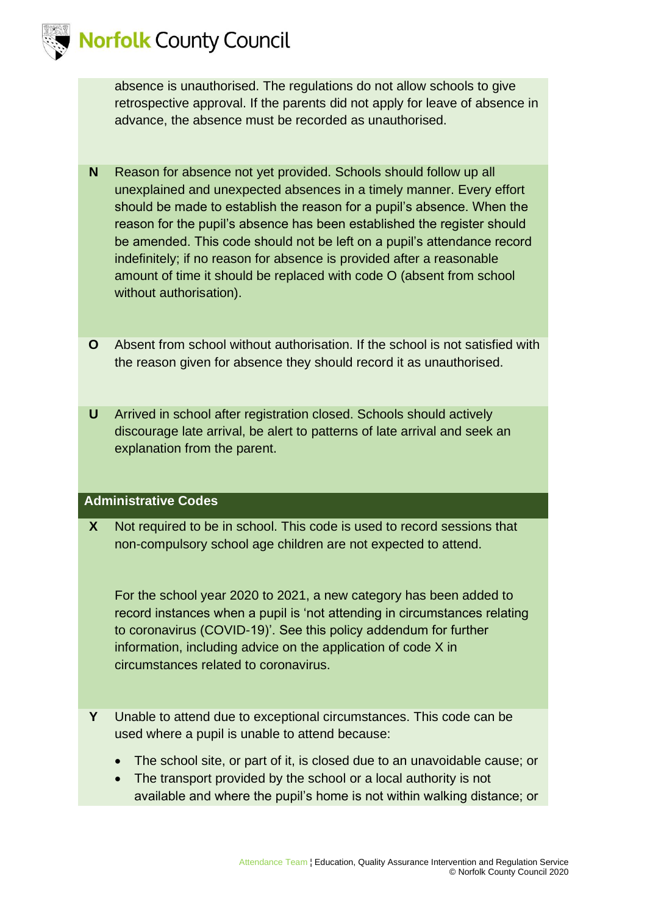absence is unauthorised. The regulations do not allow schools to give retrospective approval. If the parents did not apply for leave of absence in advance, the absence must be recorded as unauthorised.

| | |
|---|---|
| **N** | Reason for absence not yet provided. Schools should follow up all unexplained and unexpected absences in a timely manner. Every effort should be made to establish the reason for a pupil's absence. When the reason for the pupil's absence has been established the register should be amended. This code should not be left on a pupil's attendance record indefinitely; if no reason for absence is provided after a reasonable amount of time it should be replaced with code O (absent from school without authorisation). |
| **O** | Absent from school without authorisation. If the school is not satisfied with the reason given for absence they should record it as unauthorised. |
| **U** | Arrived in school after registration closed. Schools should actively discourage late arrival, be alert to patterns of late arrival and seek an explanation from the parent. |

**Administrative Codes**

| | |
|---|---|
| **X** | Not required to be in school. This code is used to record sessions that non-compulsory school age children are not expected to attend.<br><br>For the school year 2020 to 2021, a new category has been added to record instances when a pupil is 'not attending in circumstances relating to coronavirus (COVID-19)'. See this policy addendum for further information, including advice on the application of code X in circumstances related to coronavirus. |
| **Y** | Unable to attend due to exceptional circumstances. This code can be used where a pupil is unable to attend because:<br>• The school site, or part of it, is closed due to an unavoidable cause; or<br>• The transport provided by the school or a local authority is not available and where the pupil's home is not within walking distance; or |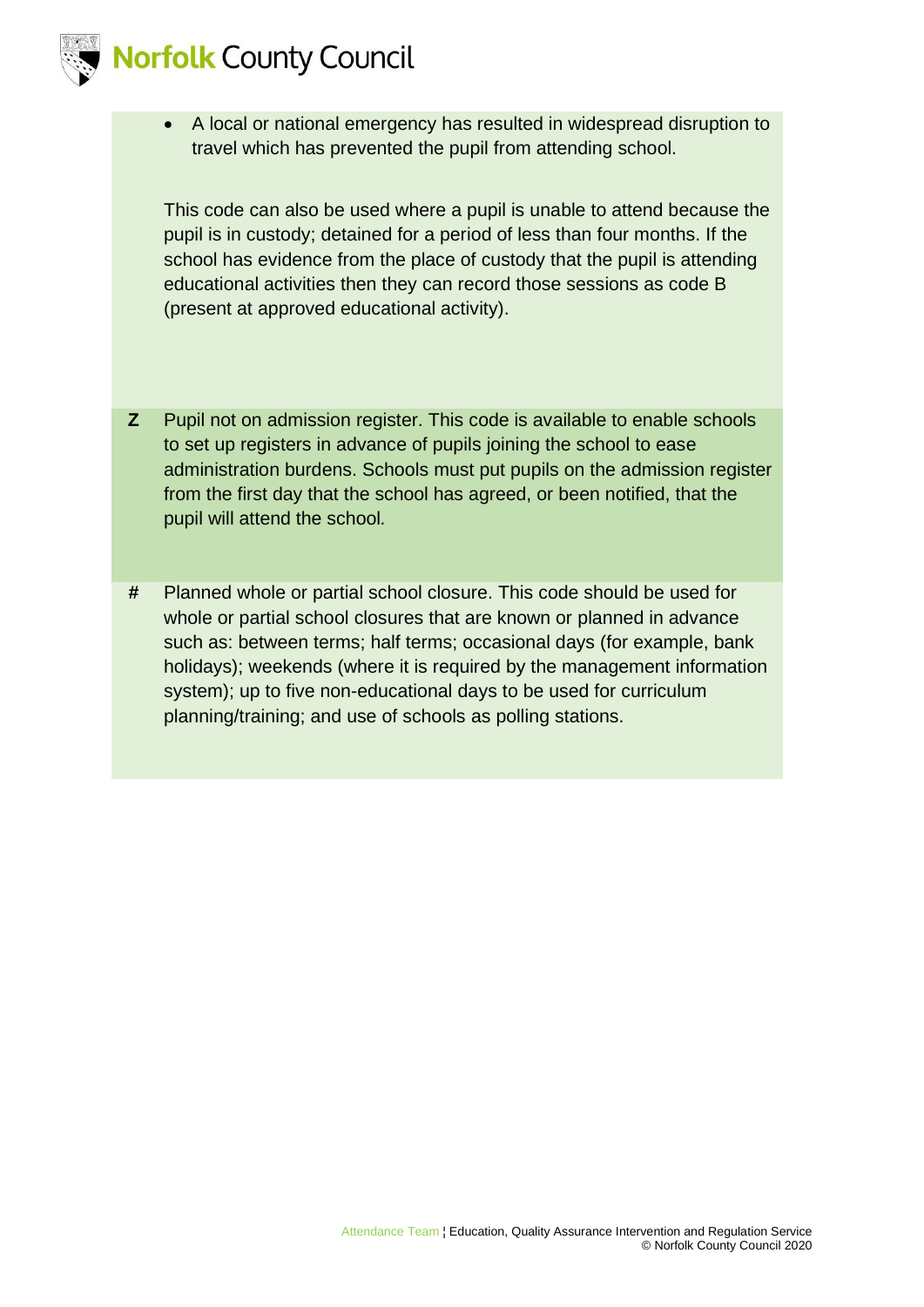| | |
|---|---|
| | • A local or national emergency has resulted in widespread disruption to travel which has prevented the pupil from attending school.<br><br>This code can also be used where a pupil is unable to attend because the pupil is in custody; detained for a period of less than four months. If the school has evidence from the place of custody that the pupil is attending educational activities then they can record those sessions as code B (present at approved educational activity). |
| **Z** | Pupil not on admission register. This code is available to enable schools to set up registers in advance of pupils joining the school to ease administration burdens. Schools must put pupils on the admission register from the first day that the school has agreed, or been notified, that the pupil will attend the school. |
| **#** | Planned whole or partial school closure. This code should be used for whole or partial school closures that are known or planned in advance such as: between terms; half terms; occasional days (for example, bank holidays); weekends (where it is required by the management information system); up to five non-educational days to be used for curriculum planning/training; and use of schools as polling stations. |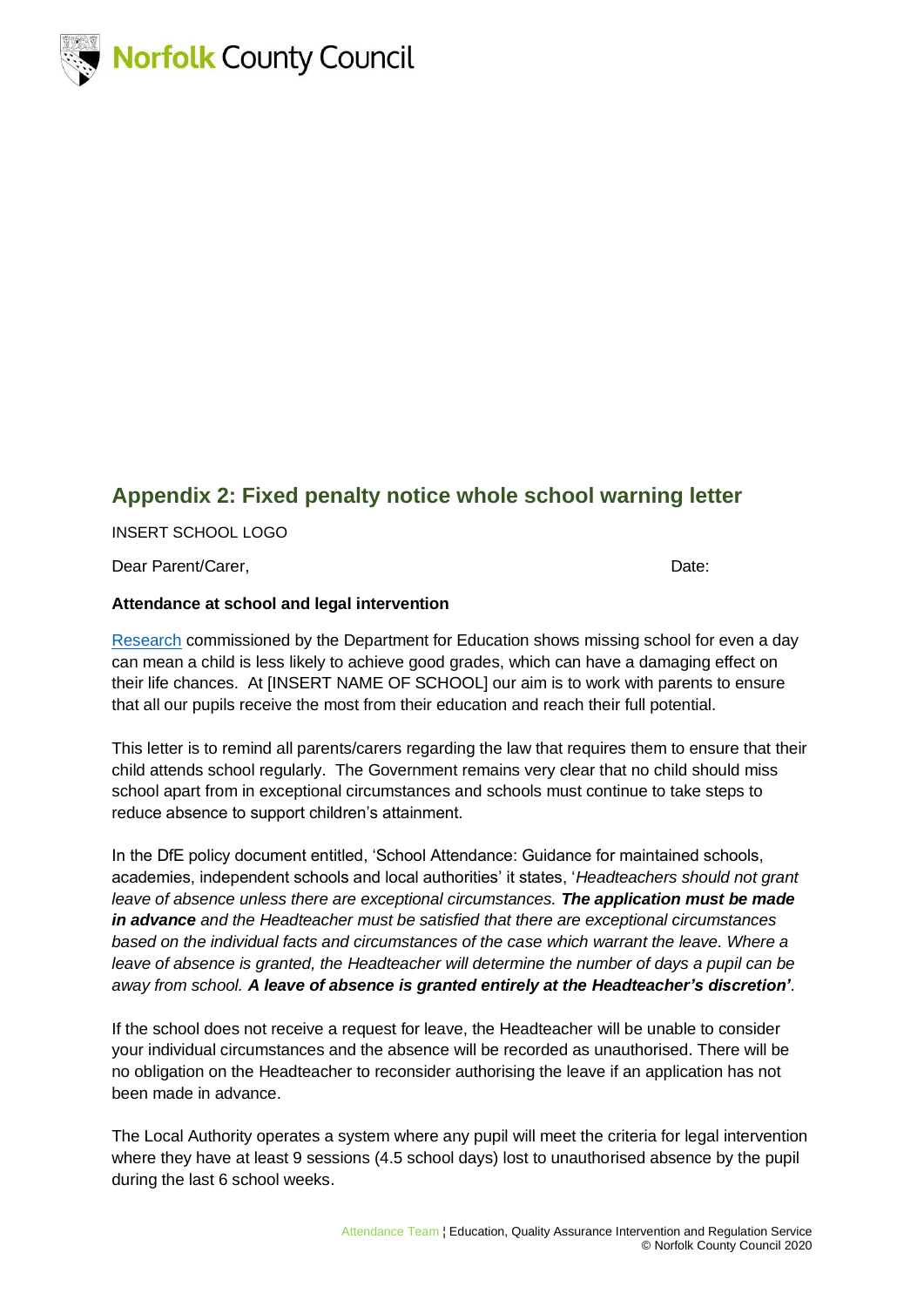## Appendix 2: Fixed penalty notice whole school warning letter

INSERT SCHOOL LOGO

Dear Parent/Carer, Date:

**Attendance at school and legal intervention**

[Research] commissioned by the Department for Education shows missing school for even a day can mean a child is less likely to achieve good grades, which can have a damaging effect on their life chances. At [INSERT NAME OF SCHOOL] our aim is to work with parents to ensure that all our pupils receive the most from their education and reach their full potential.

This letter is to remind all parents/carers regarding the law that requires them to ensure that their child attends school regularly. The Government remains very clear that no child should miss school apart from in exceptional circumstances and schools must continue to take steps to reduce absence to support children's attainment.

In the DfE policy document entitled, 'School Attendance: Guidance for maintained schools, academies, independent schools and local authorities' it states, '*Headteachers should not grant leave of absence unless there are exceptional circumstances.* ***The application must be made in advance*** *and the Headteacher must be satisfied that there are exceptional circumstances based on the individual facts and circumstances of the case which warrant the leave. Where a leave of absence is granted, the Headteacher will determine the number of days a pupil can be away from school.* ***A leave of absence is granted entirely at the Headteacher's discretion'***.

If the school does not receive a request for leave, the Headteacher will be unable to consider your individual circumstances and the absence will be recorded as unauthorised. There will be no obligation on the Headteacher to reconsider authorising the leave if an application has not been made in advance.

The Local Authority operates a system where any pupil will meet the criteria for legal intervention where they have at least 9 sessions (4.5 school days) lost to unauthorised absence by the pupil during the last 6 school weeks.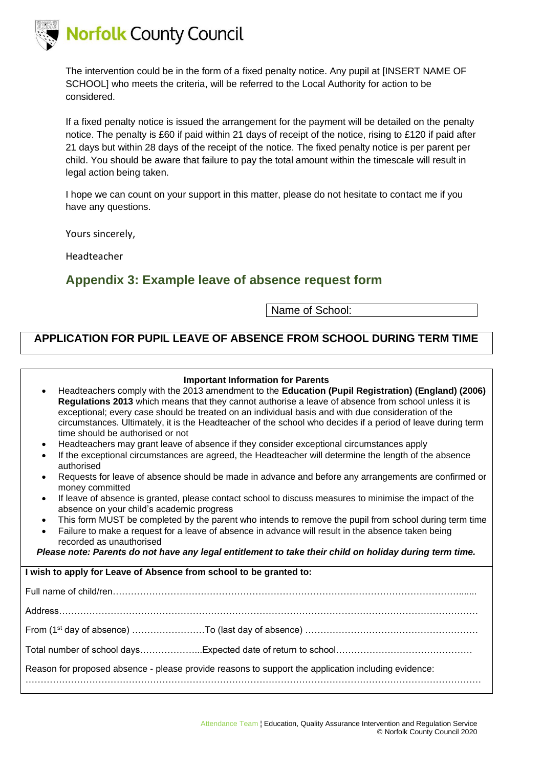The intervention could be in the form of a fixed penalty notice. Any pupil at [INSERT NAME OF SCHOOL] who meets the criteria, will be referred to the Local Authority for action to be considered.

If a fixed penalty notice is issued the arrangement for the payment will be detailed on the penalty notice. The penalty is £60 if paid within 21 days of receipt of the notice, rising to £120 if paid after 21 days but within 28 days of the receipt of the notice. The fixed penalty notice is per parent per child. You should be aware that failure to pay the total amount within the timescale will result in legal action being taken.

I hope we can count on your support in this matter, please do not hesitate to contact me if you have any questions.

Yours sincerely,

Headteacher

## Appendix 3: Example leave of absence request form

Name of School:

### APPLICATION FOR PUPIL LEAVE OF ABSENCE FROM SCHOOL DURING TERM TIME

**Important Information for Parents**

- Headteachers comply with the 2013 amendment to the **Education (Pupil Registration) (England) (2006) Regulations 2013** which means that they cannot authorise a leave of absence from school unless it is exceptional; every case should be treated on an individual basis and with due consideration of the circumstances. Ultimately, it is the Headteacher of the school who decides if a period of leave during term time should be authorised or not
- Headteachers may grant leave of absence if they consider exceptional circumstances apply
- If the exceptional circumstances are agreed, the Headteacher will determine the length of the absence authorised
- Requests for leave of absence should be made in advance and before any arrangements are confirmed or money committed
- If leave of absence is granted, please contact school to discuss measures to minimise the impact of the absence on your child's academic progress
- This form MUST be completed by the parent who intends to remove the pupil from school during term time
- Failure to make a request for a leave of absence in advance will result in the absence taken being recorded as unauthorised

***Please note: Parents do not have any legal entitlement to take their child on holiday during term time.***

**I wish to apply for Leave of Absence from school to be granted to:**

Full name of child/ren……………………………………………………………………………………………………......

Address………………………………………………………………………………………………………………………

From (1st day of absence) ……………………To (last day of absence) …………………………………………………

Total number of school days………………...Expected date of return to school………………………………………

Reason for proposed absence - please provide reasons to support the application including evidence:

………………………………………………………………………………………………………………………………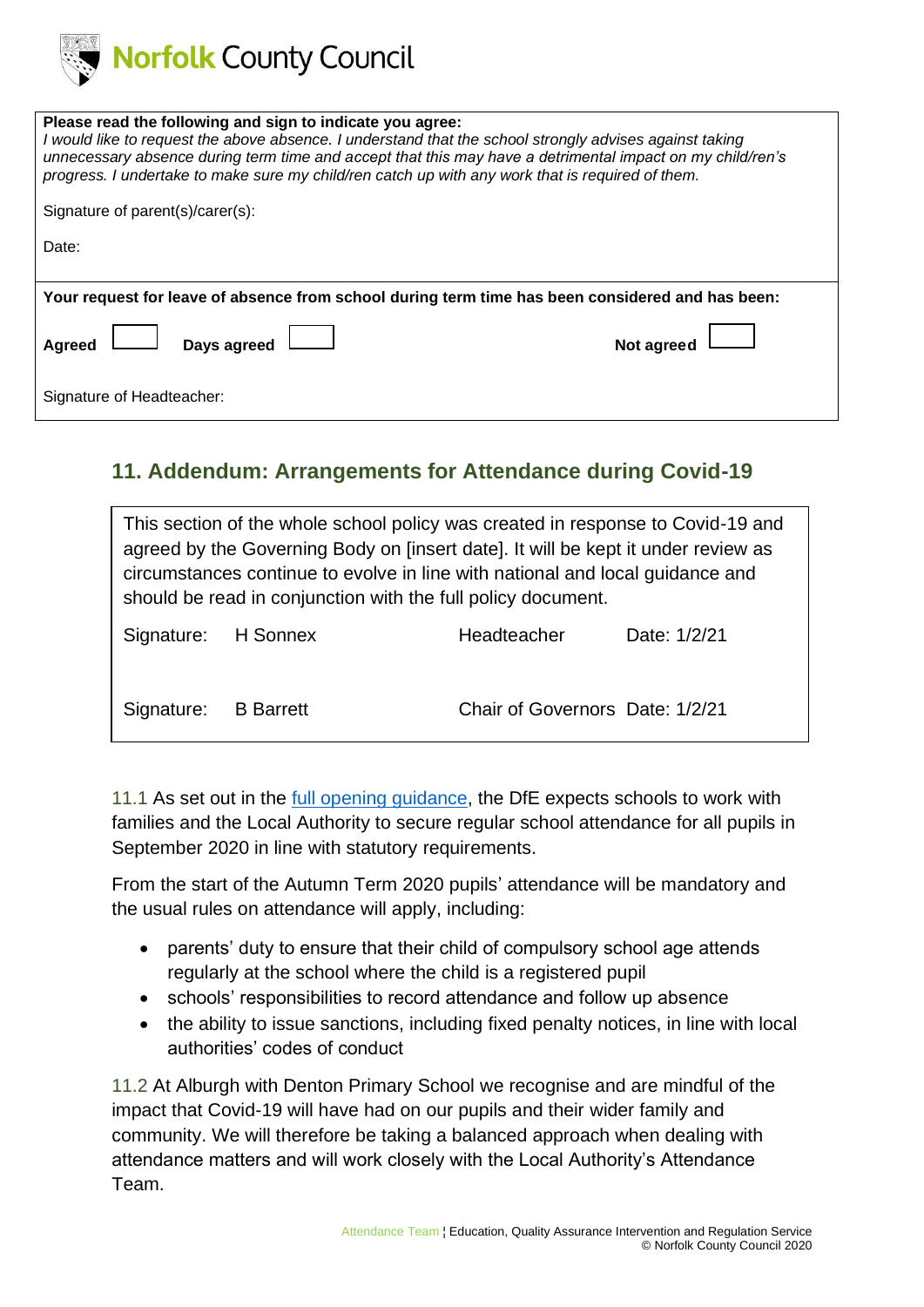**Please read the following and sign to indicate you agree:**
*I would like to request the above absence. I understand that the school strongly advises against taking unnecessary absence during term time and accept that this may have a detrimental impact on my child/ren's progress. I undertake to make sure my child/ren catch up with any work that is required of them.*

Signature of parent(s)/carer(s):

Date:

**Your request for leave of absence from school during term time has been considered and has been:**

**Agreed** ☐ **Days agreed** ☐ **Not agreed** ☐

Signature of Headteacher:

## 11. Addendum: Arrangements for Attendance during Covid-19

This section of the whole school policy was created in response to Covid-19 and agreed by the Governing Body on [insert date]. It will be kept it under review as circumstances continue to evolve in line with national and local guidance and should be read in conjunction with the full policy document.

| Signature: | H Sonnex | Headteacher | Date: 1/2/21 |
|---|---|---|---|
| Signature: | B Barrett | Chair of Governors | Date: 1/2/21 |

11.1 As set out in the full opening guidance, the DfE expects schools to work with families and the Local Authority to secure regular school attendance for all pupils in September 2020 in line with statutory requirements.

From the start of the Autumn Term 2020 pupils' attendance will be mandatory and the usual rules on attendance will apply, including:

- parents' duty to ensure that their child of compulsory school age attends regularly at the school where the child is a registered pupil
- schools' responsibilities to record attendance and follow up absence
- the ability to issue sanctions, including fixed penalty notices, in line with local authorities' codes of conduct

11.2 At Alburgh with Denton Primary School we recognise and are mindful of the impact that Covid-19 will have had on our pupils and their wider family and community. We will therefore be taking a balanced approach when dealing with attendance matters and will work closely with the Local Authority's Attendance Team.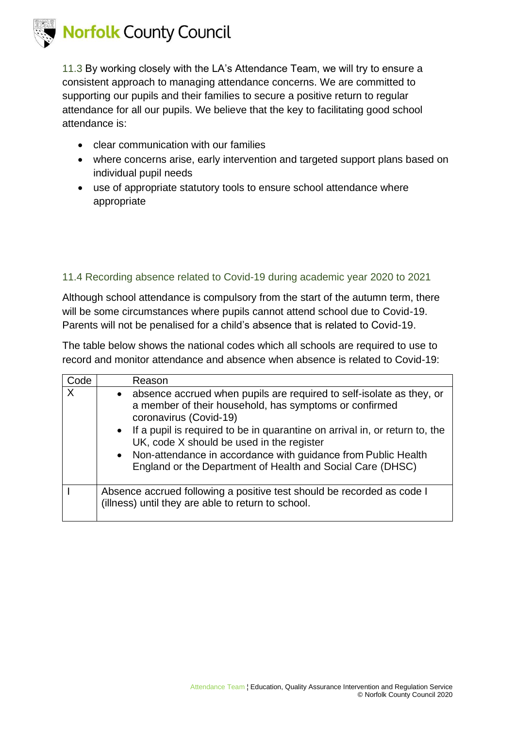11.3 By working closely with the LA's Attendance Team, we will try to ensure a consistent approach to managing attendance concerns. We are committed to supporting our pupils and their families to secure a positive return to regular attendance for all our pupils. We believe that the key to facilitating good school attendance is:

- clear communication with our families
- where concerns arise, early intervention and targeted support plans based on individual pupil needs
- use of appropriate statutory tools to ensure school attendance where appropriate

### 11.4 Recording absence related to Covid-19 during academic year 2020 to 2021

Although school attendance is compulsory from the start of the autumn term, there will be some circumstances where pupils cannot attend school due to Covid-19. Parents will not be penalised for a child's absence that is related to Covid-19.

The table below shows the national codes which all schools are required to use to record and monitor attendance and absence when absence is related to Covid-19:

| Code | Reason |
|---|---|
| X | • absence accrued when pupils are required to self-isolate as they, or a member of their household, has symptoms or confirmed coronavirus (Covid-19)<br>• If a pupil is required to be in quarantine on arrival in, or return to, the UK, code X should be used in the register<br>• Non-attendance in accordance with guidance from Public Health England or the Department of Health and Social Care (DHSC) |
| I | Absence accrued following a positive test should be recorded as code I (illness) until they are able to return to school. |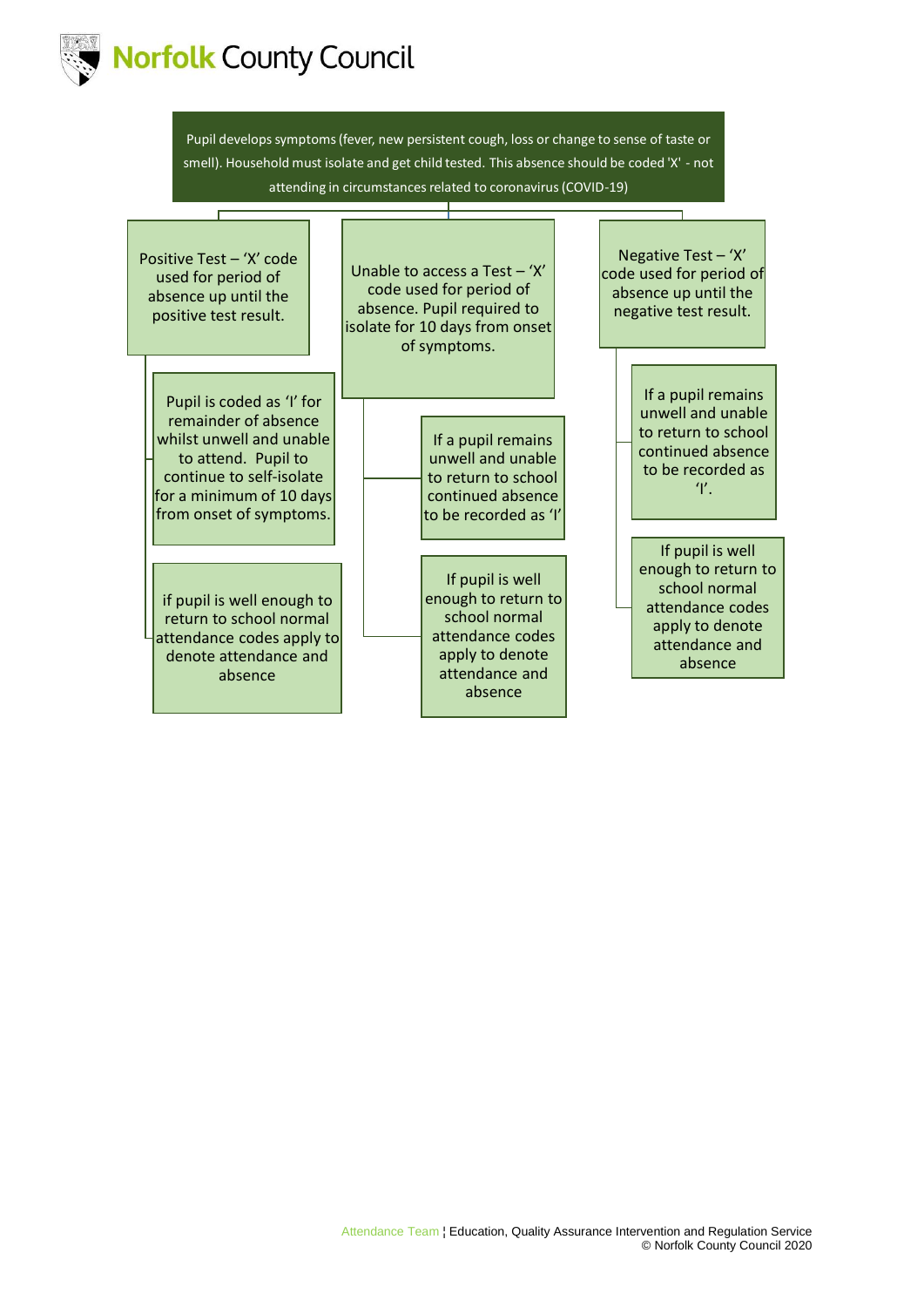Pupil develops symptoms (fever, new persistent cough, loss or change to sense of taste or smell). Household must isolate and get child tested. This absence should be coded 'X' - not attending in circumstances related to coronavirus (COVID-19)

**Positive Test – 'X' code used for period of absence up until the positive test result.**

- Pupil is coded as 'I' for remainder of absence whilst unwell and unable to attend. Pupil to continue to self-isolate for a minimum of 10 days from onset of symptoms.
- if pupil is well enough to return to school normal attendance codes apply to denote attendance and absence

**Unable to access a Test – 'X' code used for period of absence. Pupil required to isolate for 10 days from onset of symptoms.**

- If a pupil remains unwell and unable to return to school continued absence to be recorded as 'I'
- If pupil is well enough to return to school normal attendance codes apply to denote attendance and absence

**Negative Test – 'X' code used for period of absence up until the negative test result.**

- If a pupil remains unwell and unable to return to school continued absence to be recorded as 'I'.
- If pupil is well enough to return to school normal attendance codes apply to denote attendance and absence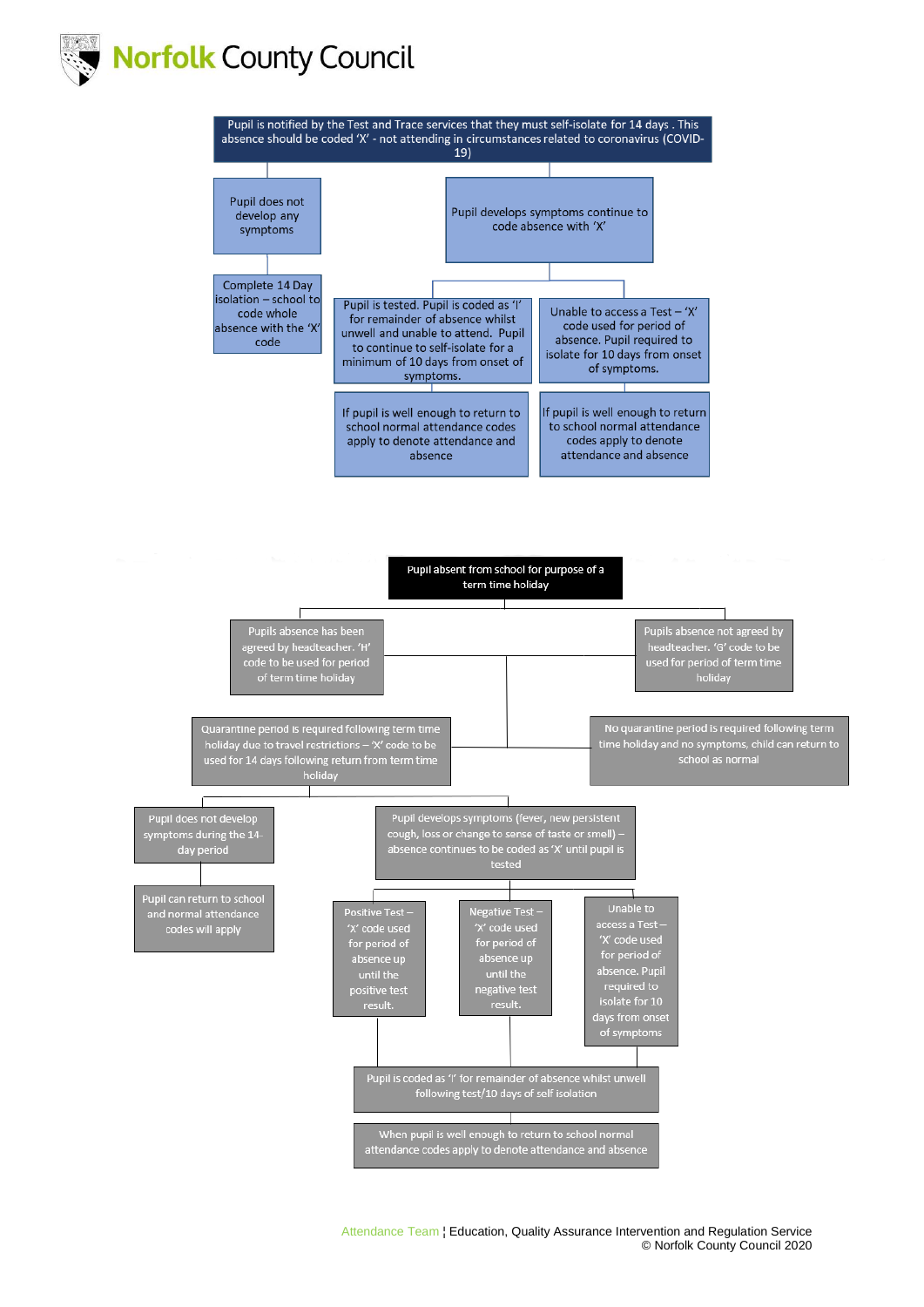**Norfolk County Council**

Pupil is notified by the Test and Trace services that they must self-isolate for 14 days . This absence should be coded 'X' - not attending in circumstances related to coronavirus (COVID-19)

- Pupil does not develop any symptoms
  - Complete 14 Day isolation – school to code whole absence with the 'X' code
- Pupil develops symptoms continue to code absence with 'X'
  - Pupil is tested. Pupil is coded as 'I' for remainder of absence whilst unwell and unable to attend. Pupil to continue to self-isolate for a minimum of 10 days from onset of symptoms.
    - If pupil is well enough to return to school normal attendance codes apply to denote attendance and absence
  - Unable to access a Test – 'X' code used for period of absence. Pupil required to isolate for 10 days from onset of symptoms.
    - If pupil is well enough to return to school normal attendance codes apply to denote attendance and absence

Pupil absent from school for purpose of a term time holiday

- Pupils absence has been agreed by headteacher. 'H' code to be used for period of term time holiday
- Pupils absence not agreed by headteacher. 'G' code to be used for period of term time holiday

Then:

- Quarantine period is required following term time holiday due to travel restrictions – 'X' code to be used for 14 days following return from term time holiday
  - Pupil does not develop symptoms during the 14-day period
    - Pupil can return to school and normal attendance codes will apply
  - Pupil develops symptoms (fever, new persistent cough, loss or change to sense of taste or smell) – absence continues to be coded as 'X' until pupil is tested
    - Positive Test – 'X' code used for period of absence up until the positive test result.
    - Negative Test – 'X' code used for period of absence up until the negative test result.
    - Unable to access a Test – 'X' code used for period of absence. Pupil required to isolate for 10 days from onset of symptoms
    - Pupil is coded as 'I' for remainder of absence whilst unwell following test/10 days of self isolation
      - When pupil is well enough to return to school normal attendance codes apply to denote attendance and absence
- No quarantine period is required following term time holiday and no symptoms, child can return to school as normal

Attendance Team ¦ Education, Quality Assurance Intervention and Regulation Service
© Norfolk County Council 2020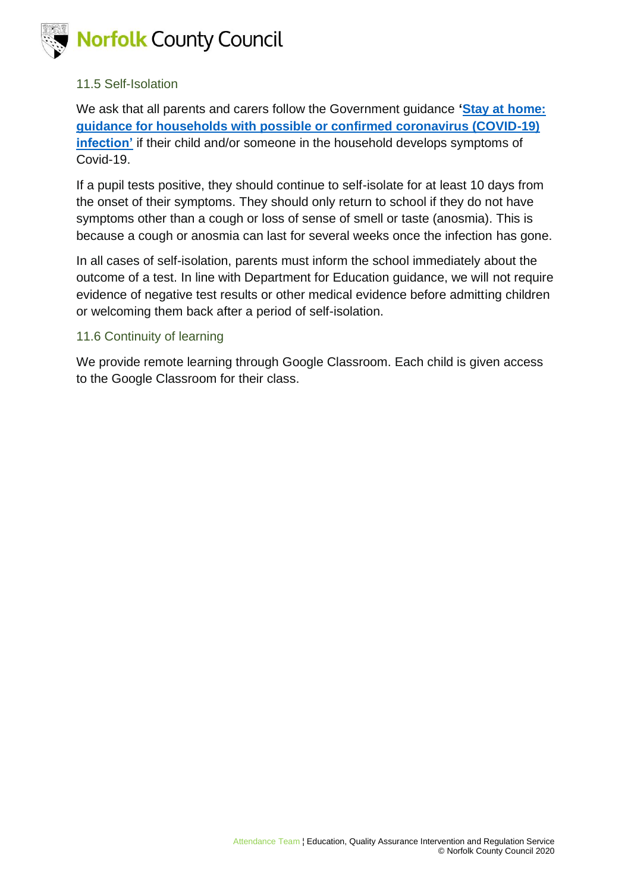### 11.5 Self-Isolation

We ask that all parents and carers follow the Government guidance **'Stay at home: guidance for households with possible or confirmed coronavirus (COVID-19) infection'** if their child and/or someone in the household develops symptoms of Covid-19.

If a pupil tests positive, they should continue to self-isolate for at least 10 days from the onset of their symptoms. They should only return to school if they do not have symptoms other than a cough or loss of sense of smell or taste (anosmia). This is because a cough or anosmia can last for several weeks once the infection has gone.

In all cases of self-isolation, parents must inform the school immediately about the outcome of a test. In line with Department for Education guidance, we will not require evidence of negative test results or other medical evidence before admitting children or welcoming them back after a period of self-isolation.

### 11.6 Continuity of learning

We provide remote learning through Google Classroom. Each child is given access to the Google Classroom for their class.